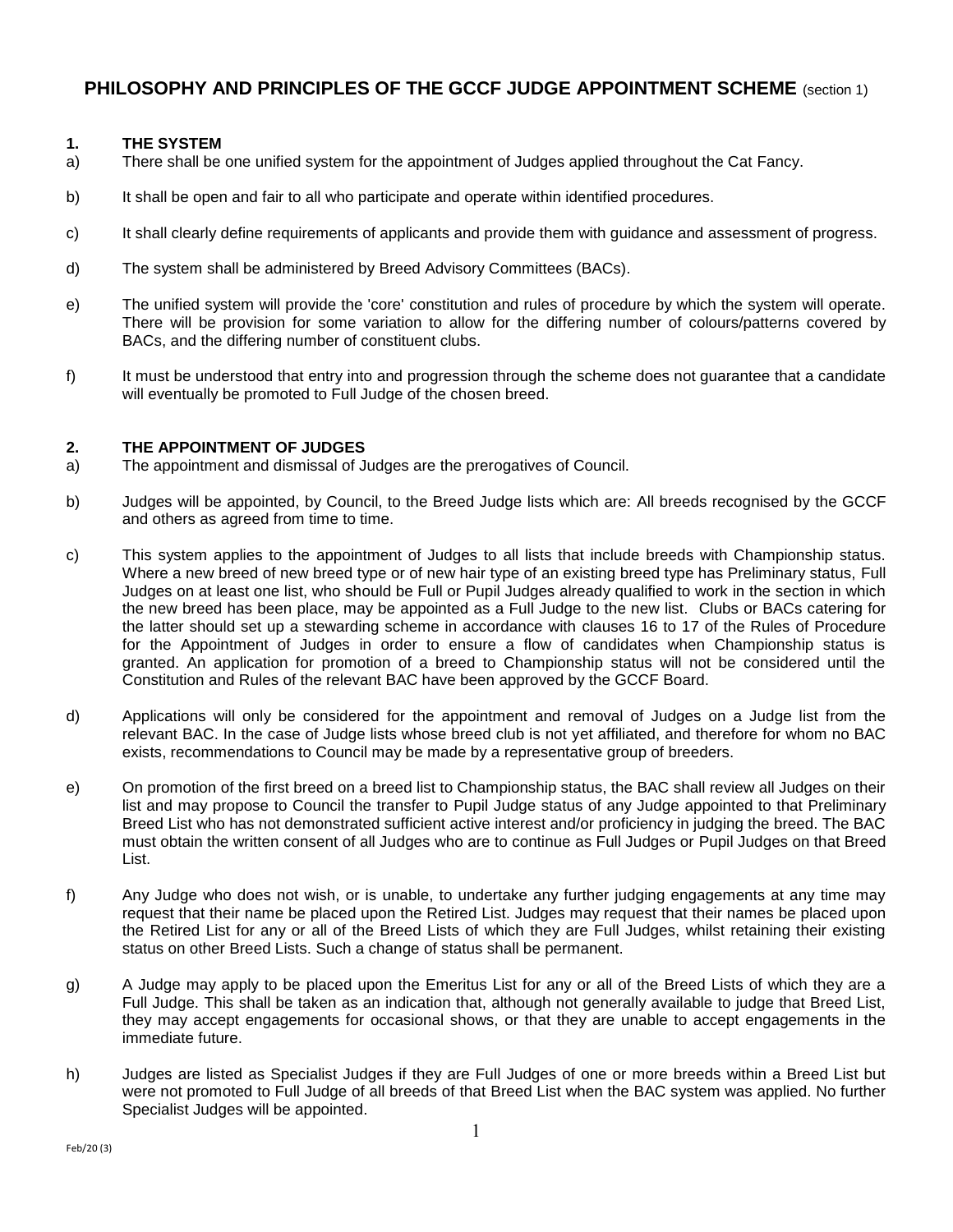# PHILOSOPHY AND PRINCIPLES OF THE GCCF JUDGE APPOINTMENT SCHEME (section 1)

## 1. THE SYSTEM

a) There shall be one unified system for the appointment of Judges applied throughout the Cat Fancy.

b) It shall be open and fair to all who participate and operate within identified procedures.

c) It shall clearly define requirements of applicants and provide them with guidance and assessment of progress.

d) The system shall be administered by Breed Advisory Committees (BACs).

e) The unified system will provide the 'core' constitution and rules of procedure by which the system will operate. There will be provision for some variation to allow for the differing number of colours/patterns covered by BACs, and the differing number of constituent clubs.

f) It must be understood that entry into and progression through the scheme does not guarantee that a candidate will eventually be promoted to Full Judge of the chosen breed.

## 2. THE APPOINTMENT OF JUDGES

a) The appointment and dismissal of Judges are the prerogatives of Council.

b) Judges will be appointed, by Council, to the Breed Judge lists which are: All breeds recognised by the GCCF and others as agreed from time to time.

c) This system applies to the appointment of Judges to all lists that include breeds with Championship status. Where a new breed of new breed type or of new hair type of an existing breed type has Preliminary status, Full Judges on at least one list, who should be Full or Pupil Judges already qualified to work in the section in which the new breed has been place, may be appointed as a Full Judge to the new list. Clubs or BACs catering for the latter should set up a stewarding scheme in accordance with clauses 16 to 17 of the Rules of Procedure for the Appointment of Judges in order to ensure a flow of candidates when Championship status is granted. An application for promotion of a breed to Championship status will not be considered until the Constitution and Rules of the relevant BAC have been approved by the GCCF Board.

d) Applications will only be considered for the appointment and removal of Judges on a Judge list from the relevant BAC. In the case of Judge lists whose breed club is not yet affiliated, and therefore for whom no BAC exists, recommendations to Council may be made by a representative group of breeders.

e) On promotion of the first breed on a breed list to Championship status, the BAC shall review all Judges on their list and may propose to Council the transfer to Pupil Judge status of any Judge appointed to that Preliminary Breed List who has not demonstrated sufficient active interest and/or proficiency in judging the breed. The BAC must obtain the written consent of all Judges who are to continue as Full Judges or Pupil Judges on that Breed List.

f) Any Judge who does not wish, or is unable, to undertake any further judging engagements at any time may request that their name be placed upon the Retired List. Judges may request that their names be placed upon the Retired List for any or all of the Breed Lists of which they are Full Judges, whilst retaining their existing status on other Breed Lists. Such a change of status shall be permanent.

g) A Judge may apply to be placed upon the Emeritus List for any or all of the Breed Lists of which they are a Full Judge. This shall be taken as an indication that, although not generally available to judge that Breed List, they may accept engagements for occasional shows, or that they are unable to accept engagements in the immediate future.

h) Judges are listed as Specialist Judges if they are Full Judges of one or more breeds within a Breed List but were not promoted to Full Judge of all breeds of that Breed List when the BAC system was applied. No further Specialist Judges will be appointed.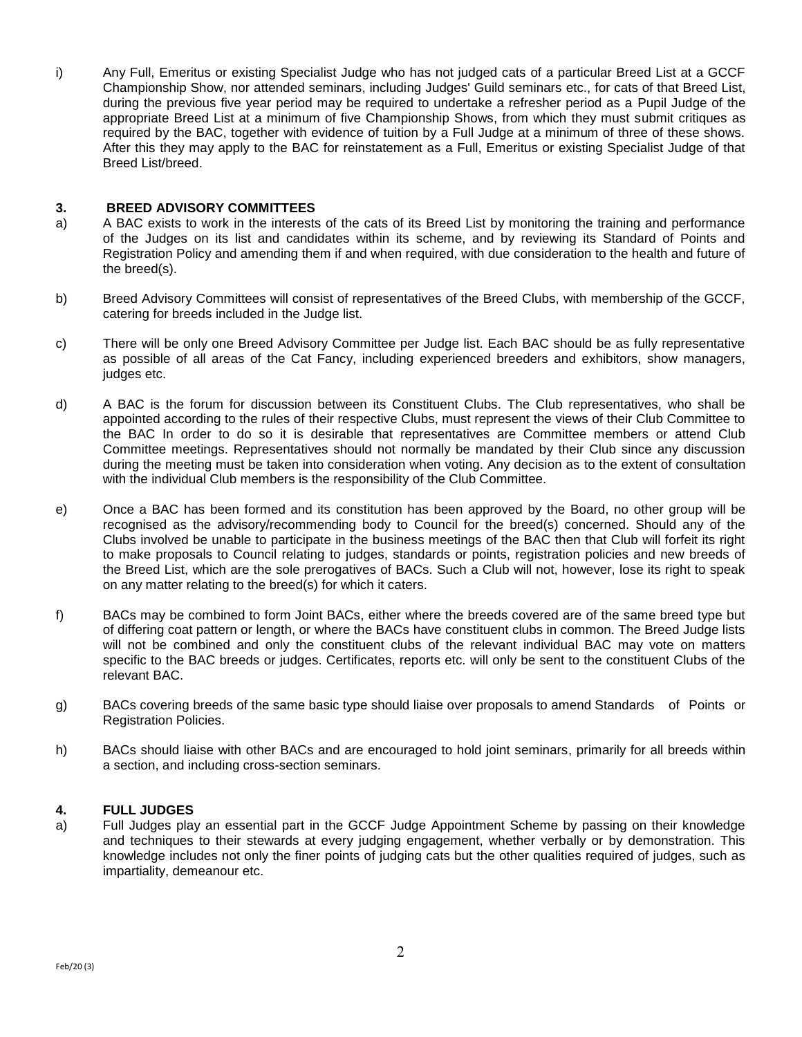i) Any Full, Emeritus or existing Specialist Judge who has not judged cats of a particular Breed List at a GCCF Championship Show, nor attended seminars, including Judges' Guild seminars etc., for cats of that Breed List, during the previous five year period may be required to undertake a refresher period as a Pupil Judge of the appropriate Breed List at a minimum of five Championship Shows, from which they must submit critiques as required by the BAC, together with evidence of tuition by a Full Judge at a minimum of three of these shows. After this they may apply to the BAC for reinstatement as a Full, Emeritus or existing Specialist Judge of that Breed List/breed.

## 3. BREED ADVISORY COMMITTEES

a) A BAC exists to work in the interests of the cats of its Breed List by monitoring the training and performance of the Judges on its list and candidates within its scheme, and by reviewing its Standard of Points and Registration Policy and amending them if and when required, with due consideration to the health and future of the breed(s).

b) Breed Advisory Committees will consist of representatives of the Breed Clubs, with membership of the GCCF, catering for breeds included in the Judge list.

c) There will be only one Breed Advisory Committee per Judge list. Each BAC should be as fully representative as possible of all areas of the Cat Fancy, including experienced breeders and exhibitors, show managers, judges etc.

d) A BAC is the forum for discussion between its Constituent Clubs. The Club representatives, who shall be appointed according to the rules of their respective Clubs, must represent the views of their Club Committee to the BAC In order to do so it is desirable that representatives are Committee members or attend Club Committee meetings. Representatives should not normally be mandated by their Club since any discussion during the meeting must be taken into consideration when voting. Any decision as to the extent of consultation with the individual Club members is the responsibility of the Club Committee.

e) Once a BAC has been formed and its constitution has been approved by the Board, no other group will be recognised as the advisory/recommending body to Council for the breed(s) concerned. Should any of the Clubs involved be unable to participate in the business meetings of the BAC then that Club will forfeit its right to make proposals to Council relating to judges, standards or points, registration policies and new breeds of the Breed List, which are the sole prerogatives of BACs. Such a Club will not, however, lose its right to speak on any matter relating to the breed(s) for which it caters.

f) BACs may be combined to form Joint BACs, either where the breeds covered are of the same breed type but of differing coat pattern or length, or where the BACs have constituent clubs in common. The Breed Judge lists will not be combined and only the constituent clubs of the relevant individual BAC may vote on matters specific to the BAC breeds or judges. Certificates, reports etc. will only be sent to the constituent Clubs of the relevant BAC.

g) BACs covering breeds of the same basic type should liaise over proposals to amend Standards of Points or Registration Policies.

h) BACs should liaise with other BACs and are encouraged to hold joint seminars, primarily for all breeds within a section, and including cross-section seminars.

## 4. FULL JUDGES

a) Full Judges play an essential part in the GCCF Judge Appointment Scheme by passing on their knowledge and techniques to their stewards at every judging engagement, whether verbally or by demonstration. This knowledge includes not only the finer points of judging cats but the other qualities required of judges, such as impartiality, demeanour etc.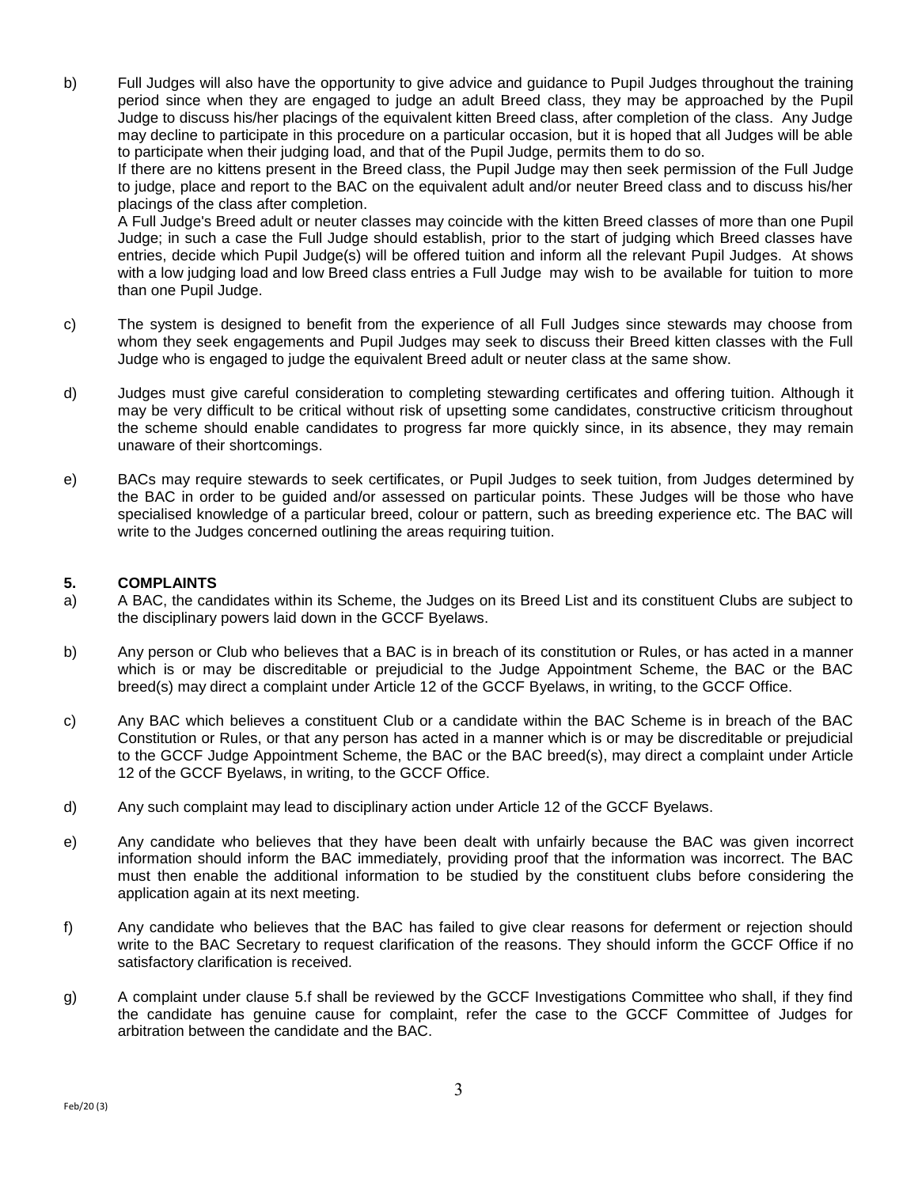b) Full Judges will also have the opportunity to give advice and guidance to Pupil Judges throughout the training period since when they are engaged to judge an adult Breed class, they may be approached by the Pupil Judge to discuss his/her placings of the equivalent kitten Breed class, after completion of the class. Any Judge may decline to participate in this procedure on a particular occasion, but it is hoped that all Judges will be able to participate when their judging load, and that of the Pupil Judge, permits them to do so.

   If there are no kittens present in the Breed class, the Pupil Judge may then seek permission of the Full Judge to judge, place and report to the BAC on the equivalent adult and/or neuter Breed class and to discuss his/her placings of the class after completion.

   A Full Judge's Breed adult or neuter classes may coincide with the kitten Breed classes of more than one Pupil Judge; in such a case the Full Judge should establish, prior to the start of judging which Breed classes have entries, decide which Pupil Judge(s) will be offered tuition and inform all the relevant Pupil Judges. At shows with a low judging load and low Breed class entries a Full Judge may wish to be available for tuition to more than one Pupil Judge.

c) The system is designed to benefit from the experience of all Full Judges since stewards may choose from whom they seek engagements and Pupil Judges may seek to discuss their Breed kitten classes with the Full Judge who is engaged to judge the equivalent Breed adult or neuter class at the same show.

d) Judges must give careful consideration to completing stewarding certificates and offering tuition. Although it may be very difficult to be critical without risk of upsetting some candidates, constructive criticism throughout the scheme should enable candidates to progress far more quickly since, in its absence, they may remain unaware of their shortcomings.

e) BACs may require stewards to seek certificates, or Pupil Judges to seek tuition, from Judges determined by the BAC in order to be guided and/or assessed on particular points. These Judges will be those who have specialised knowledge of a particular breed, colour or pattern, such as breeding experience etc. The BAC will write to the Judges concerned outlining the areas requiring tuition.

## 5. COMPLAINTS

a) A BAC, the candidates within its Scheme, the Judges on its Breed List and its constituent Clubs are subject to the disciplinary powers laid down in the GCCF Byelaws.

b) Any person or Club who believes that a BAC is in breach of its constitution or Rules, or has acted in a manner which is or may be discreditable or prejudicial to the Judge Appointment Scheme, the BAC or the BAC breed(s) may direct a complaint under Article 12 of the GCCF Byelaws, in writing, to the GCCF Office.

c) Any BAC which believes a constituent Club or a candidate within the BAC Scheme is in breach of the BAC Constitution or Rules, or that any person has acted in a manner which is or may be discreditable or prejudicial to the GCCF Judge Appointment Scheme, the BAC or the BAC breed(s), may direct a complaint under Article 12 of the GCCF Byelaws, in writing, to the GCCF Office.

d) Any such complaint may lead to disciplinary action under Article 12 of the GCCF Byelaws.

e) Any candidate who believes that they have been dealt with unfairly because the BAC was given incorrect information should inform the BAC immediately, providing proof that the information was incorrect. The BAC must then enable the additional information to be studied by the constituent clubs before considering the application again at its next meeting.

f) Any candidate who believes that the BAC has failed to give clear reasons for deferment or rejection should write to the BAC Secretary to request clarification of the reasons. They should inform the GCCF Office if no satisfactory clarification is received.

g) A complaint under clause 5.f shall be reviewed by the GCCF Investigations Committee who shall, if they find the candidate has genuine cause for complaint, refer the case to the GCCF Committee of Judges for arbitration between the candidate and the BAC.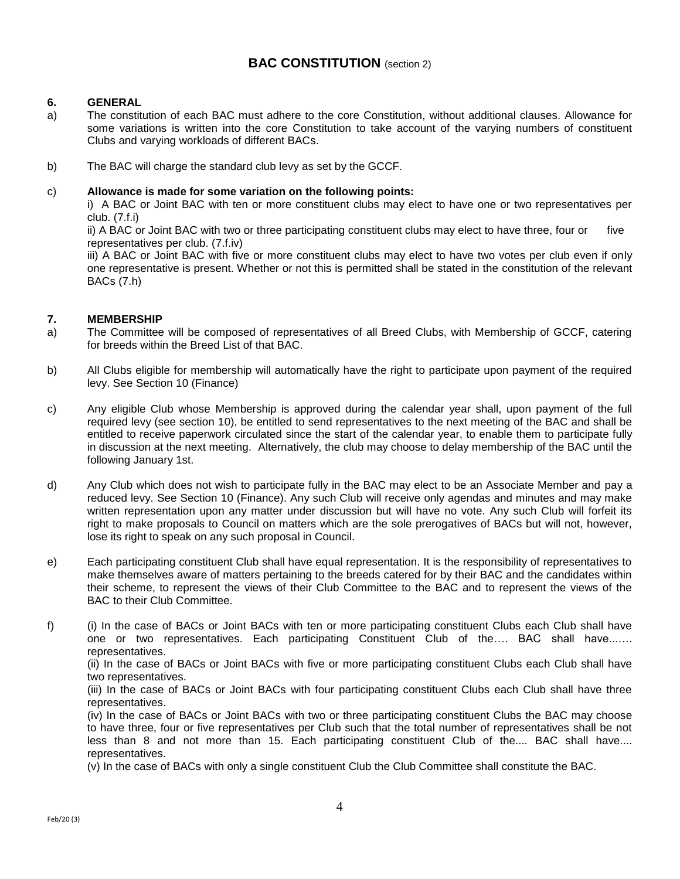# BAC CONSTITUTION (section 2)

## 6. GENERAL

a) The constitution of each BAC must adhere to the core Constitution, without additional clauses. Allowance for some variations is written into the core Constitution to take account of the varying numbers of constituent Clubs and varying workloads of different BACs.

b) The BAC will charge the standard club levy as set by the GCCF.

c) **Allowance is made for some variation on the following points:**

i) A BAC or Joint BAC with ten or more constituent clubs may elect to have one or two representatives per club. (7.f.i)

ii) A BAC or Joint BAC with two or three participating constituent clubs may elect to have three, four or five representatives per club. (7.f.iv)

iii) A BAC or Joint BAC with five or more constituent clubs may elect to have two votes per club even if only one representative is present. Whether or not this is permitted shall be stated in the constitution of the relevant BACs (7.h)

## 7. MEMBERSHIP

a) The Committee will be composed of representatives of all Breed Clubs, with Membership of GCCF, catering for breeds within the Breed List of that BAC.

b) All Clubs eligible for membership will automatically have the right to participate upon payment of the required levy. See Section 10 (Finance)

c) Any eligible Club whose Membership is approved during the calendar year shall, upon payment of the full required levy (see section 10), be entitled to send representatives to the next meeting of the BAC and shall be entitled to receive paperwork circulated since the start of the calendar year, to enable them to participate fully in discussion at the next meeting. Alternatively, the club may choose to delay membership of the BAC until the following January 1st.

d) Any Club which does not wish to participate fully in the BAC may elect to be an Associate Member and pay a reduced levy. See Section 10 (Finance). Any such Club will receive only agendas and minutes and may make written representation upon any matter under discussion but will have no vote. Any such Club will forfeit its right to make proposals to Council on matters which are the sole prerogatives of BACs but will not, however, lose its right to speak on any such proposal in Council.

e) Each participating constituent Club shall have equal representation. It is the responsibility of representatives to make themselves aware of matters pertaining to the breeds catered for by their BAC and the candidates within their scheme, to represent the views of their Club Committee to the BAC and to represent the views of the BAC to their Club Committee.

f) (i) In the case of BACs or Joint BACs with ten or more participating constituent Clubs each Club shall have one or two representatives. Each participating Constituent Club of the…. BAC shall have...… representatives.

(ii) In the case of BACs or Joint BACs with five or more participating constituent Clubs each Club shall have two representatives.

(iii) In the case of BACs or Joint BACs with four participating constituent Clubs each Club shall have three representatives.

(iv) In the case of BACs or Joint BACs with two or three participating constituent Clubs the BAC may choose to have three, four or five representatives per Club such that the total number of representatives shall be not less than 8 and not more than 15. Each participating constituent Club of the.... BAC shall have.... representatives.

(v) In the case of BACs with only a single constituent Club the Club Committee shall constitute the BAC.

Feb/20 (3)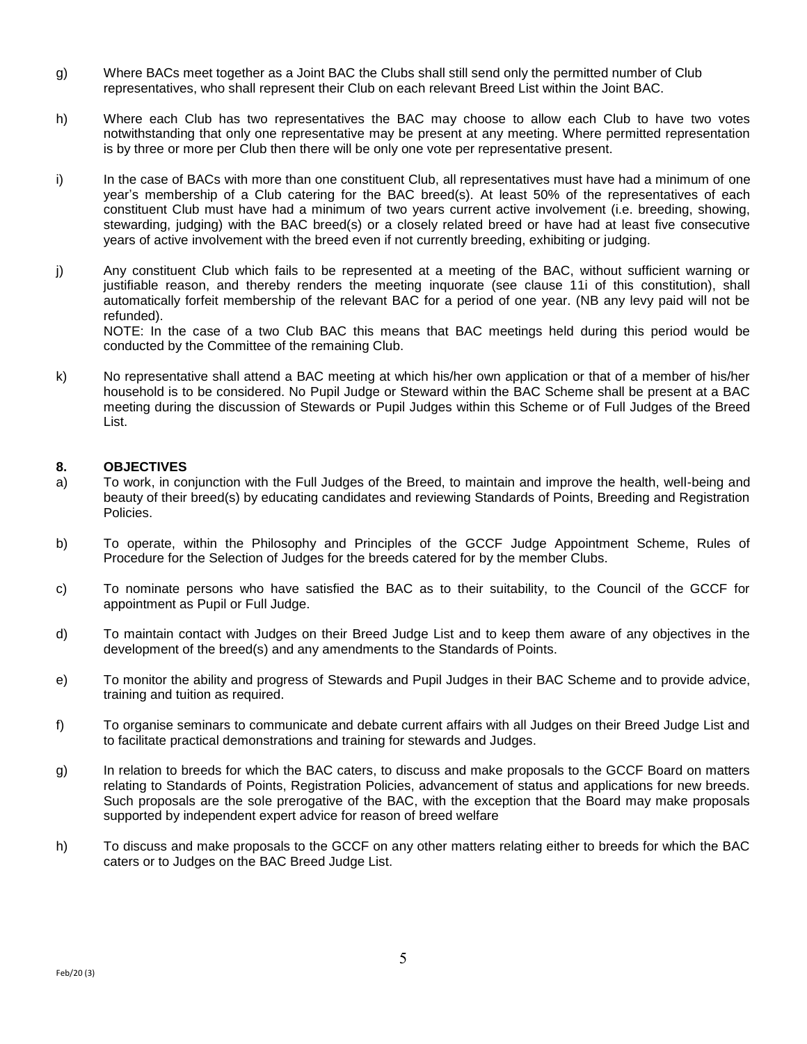g) Where BACs meet together as a Joint BAC the Clubs shall still send only the permitted number of Club representatives, who shall represent their Club on each relevant Breed List within the Joint BAC.

h) Where each Club has two representatives the BAC may choose to allow each Club to have two votes notwithstanding that only one representative may be present at any meeting. Where permitted representation is by three or more per Club then there will be only one vote per representative present.

i) In the case of BACs with more than one constituent Club, all representatives must have had a minimum of one year's membership of a Club catering for the BAC breed(s). At least 50% of the representatives of each constituent Club must have had a minimum of two years current active involvement (i.e. breeding, showing, stewarding, judging) with the BAC breed(s) or a closely related breed or have had at least five consecutive years of active involvement with the breed even if not currently breeding, exhibiting or judging.

j) Any constituent Club which fails to be represented at a meeting of the BAC, without sufficient warning or justifiable reason, and thereby renders the meeting inquorate (see clause 11i of this constitution), shall automatically forfeit membership of the relevant BAC for a period of one year. (NB any levy paid will not be refunded).
NOTE: In the case of a two Club BAC this means that BAC meetings held during this period would be conducted by the Committee of the remaining Club.

k) No representative shall attend a BAC meeting at which his/her own application or that of a member of his/her household is to be considered. No Pupil Judge or Steward within the BAC Scheme shall be present at a BAC meeting during the discussion of Stewards or Pupil Judges within this Scheme or of Full Judges of the Breed List.

## 8. OBJECTIVES

a) To work, in conjunction with the Full Judges of the Breed, to maintain and improve the health, well-being and beauty of their breed(s) by educating candidates and reviewing Standards of Points, Breeding and Registration Policies.

b) To operate, within the Philosophy and Principles of the GCCF Judge Appointment Scheme, Rules of Procedure for the Selection of Judges for the breeds catered for by the member Clubs.

c) To nominate persons who have satisfied the BAC as to their suitability, to the Council of the GCCF for appointment as Pupil or Full Judge.

d) To maintain contact with Judges on their Breed Judge List and to keep them aware of any objectives in the development of the breed(s) and any amendments to the Standards of Points.

e) To monitor the ability and progress of Stewards and Pupil Judges in their BAC Scheme and to provide advice, training and tuition as required.

f) To organise seminars to communicate and debate current affairs with all Judges on their Breed Judge List and to facilitate practical demonstrations and training for stewards and Judges.

g) In relation to breeds for which the BAC caters, to discuss and make proposals to the GCCF Board on matters relating to Standards of Points, Registration Policies, advancement of status and applications for new breeds. Such proposals are the sole prerogative of the BAC, with the exception that the Board may make proposals supported by independent expert advice for reason of breed welfare

h) To discuss and make proposals to the GCCF on any other matters relating either to breeds for which the BAC caters or to Judges on the BAC Breed Judge List.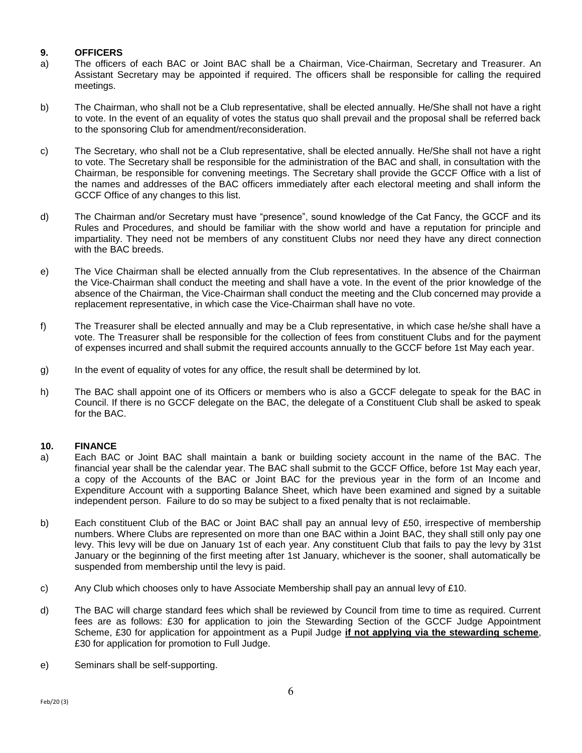## 9. OFFICERS

a) The officers of each BAC or Joint BAC shall be a Chairman, Vice-Chairman, Secretary and Treasurer. An Assistant Secretary may be appointed if required. The officers shall be responsible for calling the required meetings.

b) The Chairman, who shall not be a Club representative, shall be elected annually. He/She shall not have a right to vote. In the event of an equality of votes the status quo shall prevail and the proposal shall be referred back to the sponsoring Club for amendment/reconsideration.

c) The Secretary, who shall not be a Club representative, shall be elected annually. He/She shall not have a right to vote. The Secretary shall be responsible for the administration of the BAC and shall, in consultation with the Chairman, be responsible for convening meetings. The Secretary shall provide the GCCF Office with a list of the names and addresses of the BAC officers immediately after each electoral meeting and shall inform the GCCF Office of any changes to this list.

d) The Chairman and/or Secretary must have "presence", sound knowledge of the Cat Fancy, the GCCF and its Rules and Procedures, and should be familiar with the show world and have a reputation for principle and impartiality. They need not be members of any constituent Clubs nor need they have any direct connection with the BAC breeds.

e) The Vice Chairman shall be elected annually from the Club representatives. In the absence of the Chairman the Vice-Chairman shall conduct the meeting and shall have a vote. In the event of the prior knowledge of the absence of the Chairman, the Vice-Chairman shall conduct the meeting and the Club concerned may provide a replacement representative, in which case the Vice-Chairman shall have no vote.

f) The Treasurer shall be elected annually and may be a Club representative, in which case he/she shall have a vote. The Treasurer shall be responsible for the collection of fees from constituent Clubs and for the payment of expenses incurred and shall submit the required accounts annually to the GCCF before 1st May each year.

g) In the event of equality of votes for any office, the result shall be determined by lot.

h) The BAC shall appoint one of its Officers or members who is also a GCCF delegate to speak for the BAC in Council. If there is no GCCF delegate on the BAC, the delegate of a Constituent Club shall be asked to speak for the BAC.

## 10. FINANCE

a) Each BAC or Joint BAC shall maintain a bank or building society account in the name of the BAC. The financial year shall be the calendar year. The BAC shall submit to the GCCF Office, before 1st May each year, a copy of the Accounts of the BAC or Joint BAC for the previous year in the form of an Income and Expenditure Account with a supporting Balance Sheet, which have been examined and signed by a suitable independent person. Failure to do so may be subject to a fixed penalty that is not reclaimable.

b) Each constituent Club of the BAC or Joint BAC shall pay an annual levy of £50, irrespective of membership numbers. Where Clubs are represented on more than one BAC within a Joint BAC, they shall still only pay one levy. This levy will be due on January 1st of each year. Any constituent Club that fails to pay the levy by 31st January or the beginning of the first meeting after 1st January, whichever is the sooner, shall automatically be suspended from membership until the levy is paid.

c) Any Club which chooses only to have Associate Membership shall pay an annual levy of £10.

d) The BAC will charge standard fees which shall be reviewed by Council from time to time as required. Current fees are as follows: £30 for application to join the Stewarding Section of the GCCF Judge Appointment Scheme, £30 for application for appointment as a Pupil Judge **<u>if not applying via the stewarding scheme</u>**, £30 for application for promotion to Full Judge.

e) Seminars shall be self-supporting.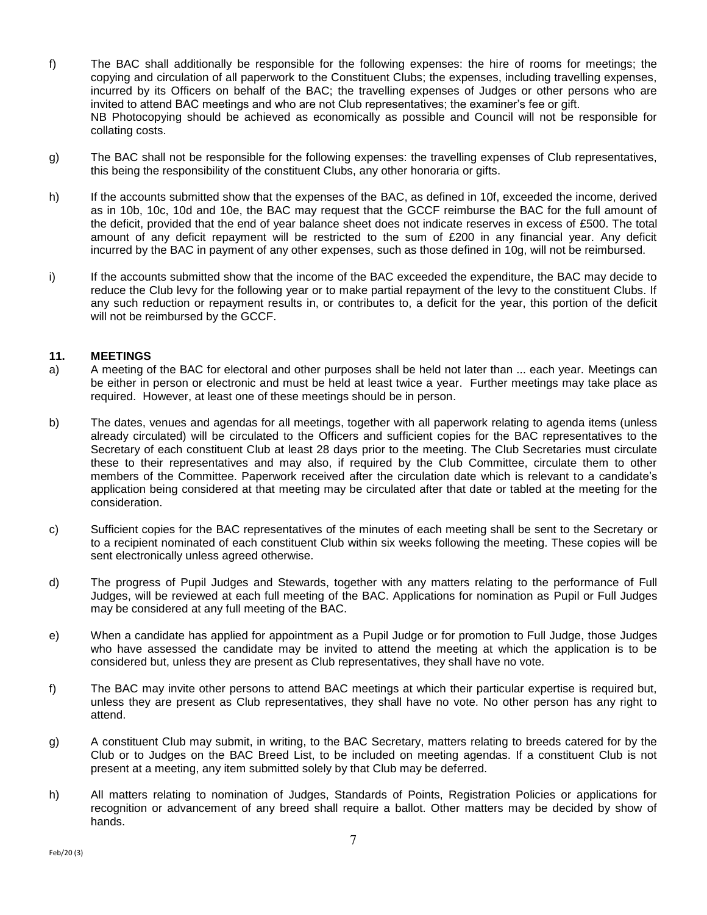f) The BAC shall additionally be responsible for the following expenses: the hire of rooms for meetings; the copying and circulation of all paperwork to the Constituent Clubs; the expenses, including travelling expenses, incurred by its Officers on behalf of the BAC; the travelling expenses of Judges or other persons who are invited to attend BAC meetings and who are not Club representatives; the examiner's fee or gift.
NB Photocopying should be achieved as economically as possible and Council will not be responsible for collating costs.

g) The BAC shall not be responsible for the following expenses: the travelling expenses of Club representatives, this being the responsibility of the constituent Clubs, any other honoraria or gifts.

h) If the accounts submitted show that the expenses of the BAC, as defined in 10f, exceeded the income, derived as in 10b, 10c, 10d and 10e, the BAC may request that the GCCF reimburse the BAC for the full amount of the deficit, provided that the end of year balance sheet does not indicate reserves in excess of £500. The total amount of any deficit repayment will be restricted to the sum of £200 in any financial year. Any deficit incurred by the BAC in payment of any other expenses, such as those defined in 10g, will not be reimbursed.

i) If the accounts submitted show that the income of the BAC exceeded the expenditure, the BAC may decide to reduce the Club levy for the following year or to make partial repayment of the levy to the constituent Clubs. If any such reduction or repayment results in, or contributes to, a deficit for the year, this portion of the deficit will not be reimbursed by the GCCF.

## 11. MEETINGS

a) A meeting of the BAC for electoral and other purposes shall be held not later than ... each year. Meetings can be either in person or electronic and must be held at least twice a year. Further meetings may take place as required. However, at least one of these meetings should be in person.

b) The dates, venues and agendas for all meetings, together with all paperwork relating to agenda items (unless already circulated) will be circulated to the Officers and sufficient copies for the BAC representatives to the Secretary of each constituent Club at least 28 days prior to the meeting. The Club Secretaries must circulate these to their representatives and may also, if required by the Club Committee, circulate them to other members of the Committee. Paperwork received after the circulation date which is relevant to a candidate's application being considered at that meeting may be circulated after that date or tabled at the meeting for the consideration.

c) Sufficient copies for the BAC representatives of the minutes of each meeting shall be sent to the Secretary or to a recipient nominated of each constituent Club within six weeks following the meeting. These copies will be sent electronically unless agreed otherwise.

d) The progress of Pupil Judges and Stewards, together with any matters relating to the performance of Full Judges, will be reviewed at each full meeting of the BAC. Applications for nomination as Pupil or Full Judges may be considered at any full meeting of the BAC.

e) When a candidate has applied for appointment as a Pupil Judge or for promotion to Full Judge, those Judges who have assessed the candidate may be invited to attend the meeting at which the application is to be considered but, unless they are present as Club representatives, they shall have no vote.

f) The BAC may invite other persons to attend BAC meetings at which their particular expertise is required but, unless they are present as Club representatives, they shall have no vote. No other person has any right to attend.

g) A constituent Club may submit, in writing, to the BAC Secretary, matters relating to breeds catered for by the Club or to Judges on the BAC Breed List, to be included on meeting agendas. If a constituent Club is not present at a meeting, any item submitted solely by that Club may be deferred.

h) All matters relating to nomination of Judges, Standards of Points, Registration Policies or applications for recognition or advancement of any breed shall require a ballot. Other matters may be decided by show of hands.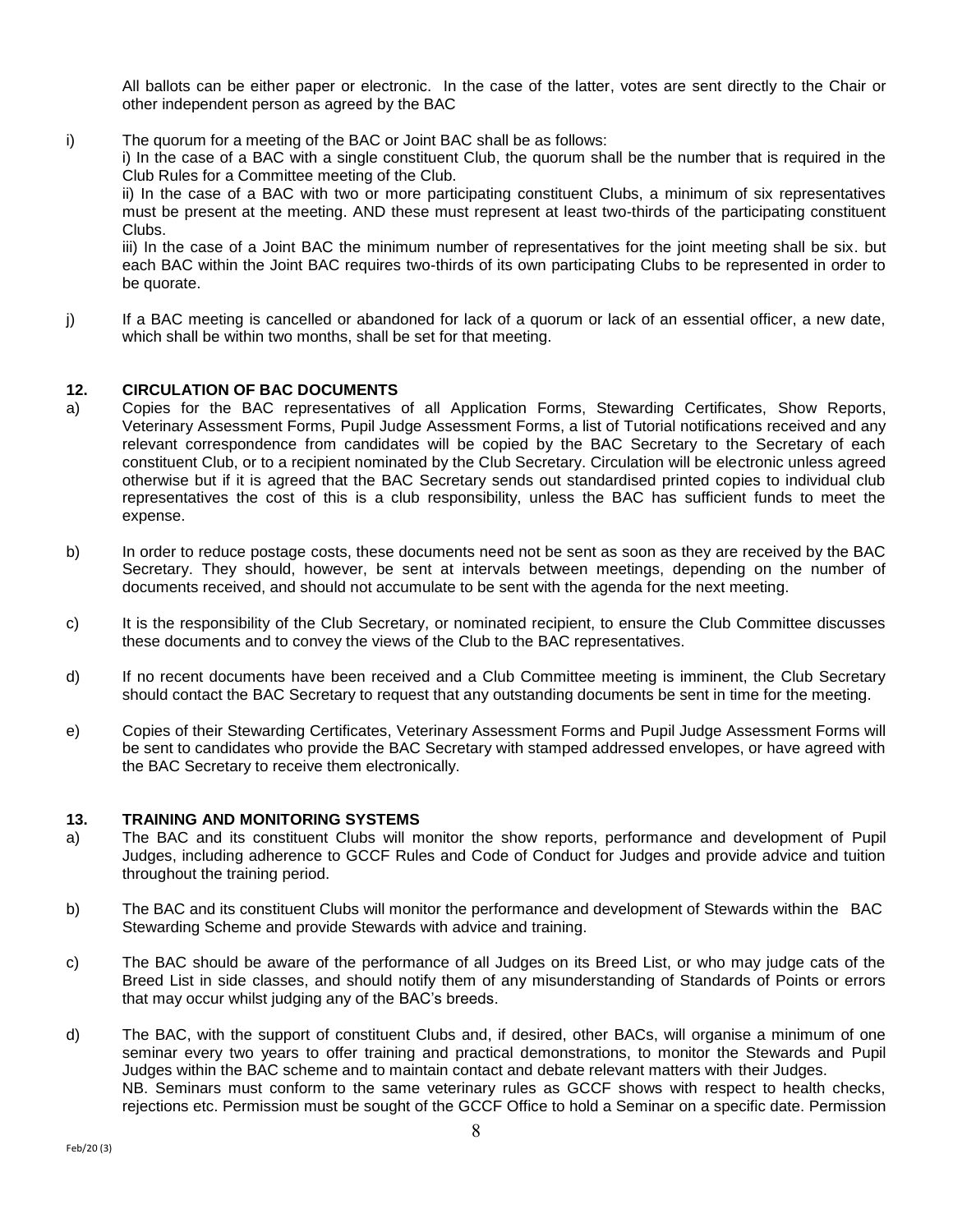All ballots can be either paper or electronic. In the case of the latter, votes are sent directly to the Chair or other independent person as agreed by the BAC

i) The quorum for a meeting of the BAC or Joint BAC shall be as follows:
i) In the case of a BAC with a single constituent Club, the quorum shall be the number that is required in the Club Rules for a Committee meeting of the Club.
ii) In the case of a BAC with two or more participating constituent Clubs, a minimum of six representatives must be present at the meeting. AND these must represent at least two-thirds of the participating constituent Clubs.
iii) In the case of a Joint BAC the minimum number of representatives for the joint meeting shall be six. but each BAC within the Joint BAC requires two-thirds of its own participating Clubs to be represented in order to be quorate.

j) If a BAC meeting is cancelled or abandoned for lack of a quorum or lack of an essential officer, a new date, which shall be within two months, shall be set for that meeting.

## 12. CIRCULATION OF BAC DOCUMENTS

a) Copies for the BAC representatives of all Application Forms, Stewarding Certificates, Show Reports, Veterinary Assessment Forms, Pupil Judge Assessment Forms, a list of Tutorial notifications received and any relevant correspondence from candidates will be copied by the BAC Secretary to the Secretary of each constituent Club, or to a recipient nominated by the Club Secretary. Circulation will be electronic unless agreed otherwise but if it is agreed that the BAC Secretary sends out standardised printed copies to individual club representatives the cost of this is a club responsibility, unless the BAC has sufficient funds to meet the expense.

b) In order to reduce postage costs, these documents need not be sent as soon as they are received by the BAC Secretary. They should, however, be sent at intervals between meetings, depending on the number of documents received, and should not accumulate to be sent with the agenda for the next meeting.

c) It is the responsibility of the Club Secretary, or nominated recipient, to ensure the Club Committee discusses these documents and to convey the views of the Club to the BAC representatives.

d) If no recent documents have been received and a Club Committee meeting is imminent, the Club Secretary should contact the BAC Secretary to request that any outstanding documents be sent in time for the meeting.

e) Copies of their Stewarding Certificates, Veterinary Assessment Forms and Pupil Judge Assessment Forms will be sent to candidates who provide the BAC Secretary with stamped addressed envelopes, or have agreed with the BAC Secretary to receive them electronically.

## 13. TRAINING AND MONITORING SYSTEMS

a) The BAC and its constituent Clubs will monitor the show reports, performance and development of Pupil Judges, including adherence to GCCF Rules and Code of Conduct for Judges and provide advice and tuition throughout the training period.

b) The BAC and its constituent Clubs will monitor the performance and development of Stewards within the BAC Stewarding Scheme and provide Stewards with advice and training.

c) The BAC should be aware of the performance of all Judges on its Breed List, or who may judge cats of the Breed List in side classes, and should notify them of any misunderstanding of Standards of Points or errors that may occur whilst judging any of the BAC's breeds.

d) The BAC, with the support of constituent Clubs and, if desired, other BACs, will organise a minimum of one seminar every two years to offer training and practical demonstrations, to monitor the Stewards and Pupil Judges within the BAC scheme and to maintain contact and debate relevant matters with their Judges.
NB. Seminars must conform to the same veterinary rules as GCCF shows with respect to health checks, rejections etc. Permission must be sought of the GCCF Office to hold a Seminar on a specific date. Permission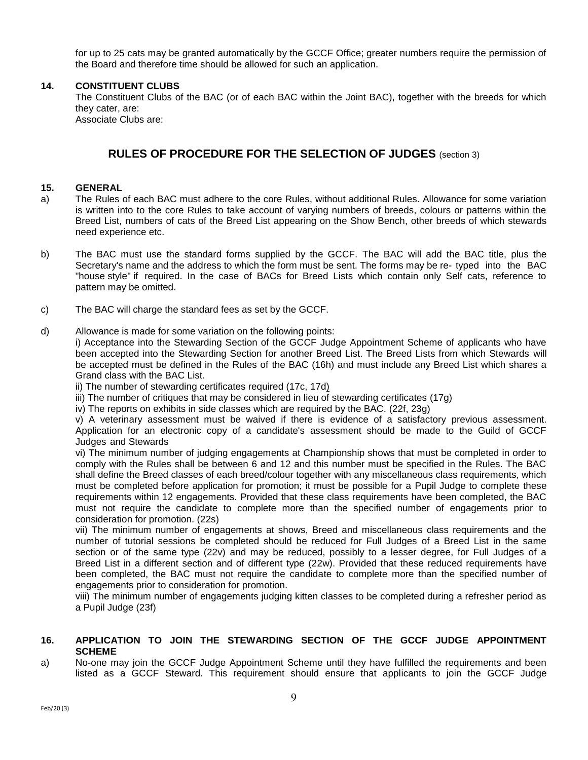for up to 25 cats may be granted automatically by the GCCF Office; greater numbers require the permission of the Board and therefore time should be allowed for such an application.

**14. CONSTITUENT CLUBS**

The Constituent Clubs of the BAC (or of each BAC within the Joint BAC), together with the breeds for which they cater, are:

Associate Clubs are:

## RULES OF PROCEDURE FOR THE SELECTION OF JUDGES (section 3)

**15. GENERAL**

a) The Rules of each BAC must adhere to the core Rules, without additional Rules. Allowance for some variation is written into to the core Rules to take account of varying numbers of breeds, colours or patterns within the Breed List, numbers of cats of the Breed List appearing on the Show Bench, other breeds of which stewards need experience etc.

b) The BAC must use the standard forms supplied by the GCCF. The BAC will add the BAC title, plus the Secretary's name and the address to which the form must be sent. The forms may be re- typed into the BAC "house style" if required. In the case of BACs for Breed Lists which contain only Self cats, reference to pattern may be omitted.

c) The BAC will charge the standard fees as set by the GCCF.

d) Allowance is made for some variation on the following points:

i) Acceptance into the Stewarding Section of the GCCF Judge Appointment Scheme of applicants who have been accepted into the Stewarding Section for another Breed List. The Breed Lists from which Stewards will be accepted must be defined in the Rules of the BAC (16h) and must include any Breed List which shares a Grand class with the BAC List.

ii) The number of stewarding certificates required (17c, 17d)

iii) The number of critiques that may be considered in lieu of stewarding certificates (17g)

iv) The reports on exhibits in side classes which are required by the BAC. (22f, 23g)

v) A veterinary assessment must be waived if there is evidence of a satisfactory previous assessment. Application for an electronic copy of a candidate's assessment should be made to the Guild of GCCF Judges and Stewards

vi) The minimum number of judging engagements at Championship shows that must be completed in order to comply with the Rules shall be between 6 and 12 and this number must be specified in the Rules. The BAC shall define the Breed classes of each breed/colour together with any miscellaneous class requirements, which must be completed before application for promotion; it must be possible for a Pupil Judge to complete these requirements within 12 engagements. Provided that these class requirements have been completed, the BAC must not require the candidate to complete more than the specified number of engagements prior to consideration for promotion. (22s)

vii) The minimum number of engagements at shows, Breed and miscellaneous class requirements and the number of tutorial sessions be completed should be reduced for Full Judges of a Breed List in the same section or of the same type (22v) and may be reduced, possibly to a lesser degree, for Full Judges of a Breed List in a different section and of different type (22w). Provided that these reduced requirements have been completed, the BAC must not require the candidate to complete more than the specified number of engagements prior to consideration for promotion.

viii) The minimum number of engagements judging kitten classes to be completed during a refresher period as a Pupil Judge (23f)

**16. APPLICATION TO JOIN THE STEWARDING SECTION OF THE GCCF JUDGE APPOINTMENT SCHEME**

a) No-one may join the GCCF Judge Appointment Scheme until they have fulfilled the requirements and been listed as a GCCF Steward. This requirement should ensure that applicants to join the GCCF Judge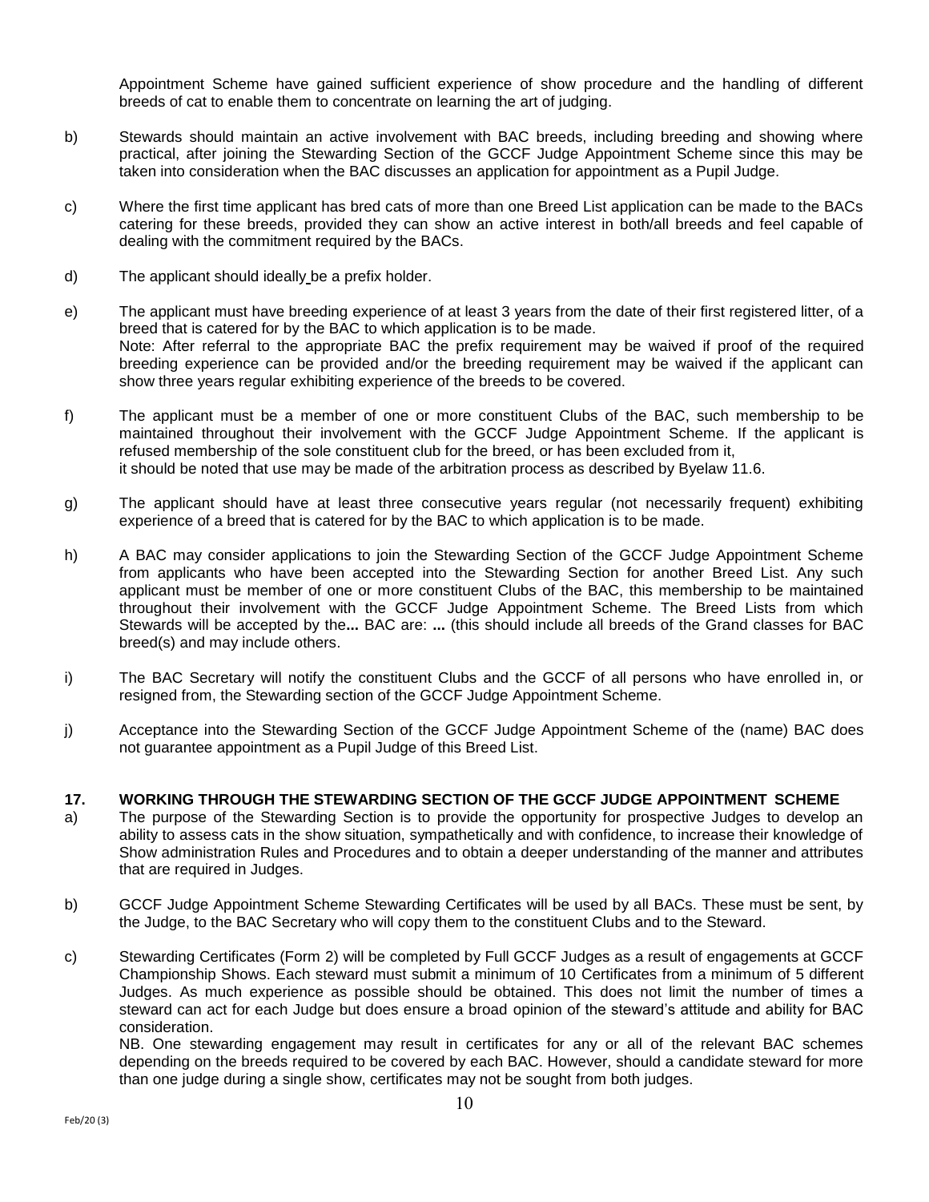Appointment Scheme have gained sufficient experience of show procedure and the handling of different breeds of cat to enable them to concentrate on learning the art of judging.

b) Stewards should maintain an active involvement with BAC breeds, including breeding and showing where practical, after joining the Stewarding Section of the GCCF Judge Appointment Scheme since this may be taken into consideration when the BAC discusses an application for appointment as a Pupil Judge.

c) Where the first time applicant has bred cats of more than one Breed List application can be made to the BACs catering for these breeds, provided they can show an active interest in both/all breeds and feel capable of dealing with the commitment required by the BACs.

d) The applicant should ideally be a prefix holder.

e) The applicant must have breeding experience of at least 3 years from the date of their first registered litter, of a breed that is catered for by the BAC to which application is to be made.
Note: After referral to the appropriate BAC the prefix requirement may be waived if proof of the required breeding experience can be provided and/or the breeding requirement may be waived if the applicant can show three years regular exhibiting experience of the breeds to be covered.

f) The applicant must be a member of one or more constituent Clubs of the BAC, such membership to be maintained throughout their involvement with the GCCF Judge Appointment Scheme. If the applicant is refused membership of the sole constituent club for the breed, or has been excluded from it, it should be noted that use may be made of the arbitration process as described by Byelaw 11.6.

g) The applicant should have at least three consecutive years regular (not necessarily frequent) exhibiting experience of a breed that is catered for by the BAC to which application is to be made.

h) A BAC may consider applications to join the Stewarding Section of the GCCF Judge Appointment Scheme from applicants who have been accepted into the Stewarding Section for another Breed List. Any such applicant must be member of one or more constituent Clubs of the BAC, this membership to be maintained throughout their involvement with the GCCF Judge Appointment Scheme. The Breed Lists from which Stewards will be accepted by the**...** BAC are: **...** (this should include all breeds of the Grand classes for BAC breed(s) and may include others.

i) The BAC Secretary will notify the constituent Clubs and the GCCF of all persons who have enrolled in, or resigned from, the Stewarding section of the GCCF Judge Appointment Scheme.

j) Acceptance into the Stewarding Section of the GCCF Judge Appointment Scheme of the (name) BAC does not guarantee appointment as a Pupil Judge of this Breed List.

## 17. WORKING THROUGH THE STEWARDING SECTION OF THE GCCF JUDGE APPOINTMENT SCHEME

a) The purpose of the Stewarding Section is to provide the opportunity for prospective Judges to develop an ability to assess cats in the show situation, sympathetically and with confidence, to increase their knowledge of Show administration Rules and Procedures and to obtain a deeper understanding of the manner and attributes that are required in Judges.

b) GCCF Judge Appointment Scheme Stewarding Certificates will be used by all BACs. These must be sent, by the Judge, to the BAC Secretary who will copy them to the constituent Clubs and to the Steward.

c) Stewarding Certificates (Form 2) will be completed by Full GCCF Judges as a result of engagements at GCCF Championship Shows. Each steward must submit a minimum of 10 Certificates from a minimum of 5 different Judges. As much experience as possible should be obtained. This does not limit the number of times a steward can act for each Judge but does ensure a broad opinion of the steward's attitude and ability for BAC consideration.
NB. One stewarding engagement may result in certificates for any or all of the relevant BAC schemes depending on the breeds required to be covered by each BAC. However, should a candidate steward for more than one judge during a single show, certificates may not be sought from both judges.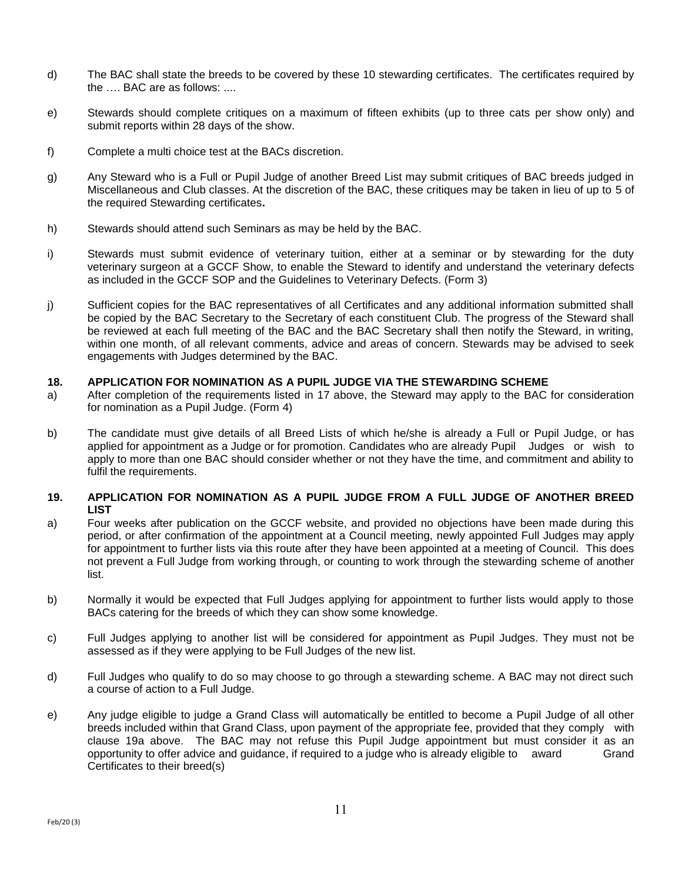d) The BAC shall state the breeds to be covered by these 10 stewarding certificates. The certificates required by the …. BAC are as follows: ....

e) Stewards should complete critiques on a maximum of fifteen exhibits (up to three cats per show only) and submit reports within 28 days of the show.

f) Complete a multi choice test at the BACs discretion.

g) Any Steward who is a Full or Pupil Judge of another Breed List may submit critiques of BAC breeds judged in Miscellaneous and Club classes. At the discretion of the BAC, these critiques may be taken in lieu of up to 5 of the required Stewarding certificates**.**

h) Stewards should attend such Seminars as may be held by the BAC.

i) Stewards must submit evidence of veterinary tuition, either at a seminar or by stewarding for the duty veterinary surgeon at a GCCF Show, to enable the Steward to identify and understand the veterinary defects as included in the GCCF SOP and the Guidelines to Veterinary Defects. (Form 3)

j) Sufficient copies for the BAC representatives of all Certificates and any additional information submitted shall be copied by the BAC Secretary to the Secretary of each constituent Club. The progress of the Steward shall be reviewed at each full meeting of the BAC and the BAC Secretary shall then notify the Steward, in writing, within one month, of all relevant comments, advice and areas of concern. Stewards may be advised to seek engagements with Judges determined by the BAC.

## 18. APPLICATION FOR NOMINATION AS A PUPIL JUDGE VIA THE STEWARDING SCHEME

a) After completion of the requirements listed in 17 above, the Steward may apply to the BAC for consideration for nomination as a Pupil Judge. (Form 4)

b) The candidate must give details of all Breed Lists of which he/she is already a Full or Pupil Judge, or has applied for appointment as a Judge or for promotion. Candidates who are already Pupil Judges or wish to apply to more than one BAC should consider whether or not they have the time, and commitment and ability to fulfil the requirements.

## 19. APPLICATION FOR NOMINATION AS A PUPIL JUDGE FROM A FULL JUDGE OF ANOTHER BREED LIST

a) Four weeks after publication on the GCCF website, and provided no objections have been made during this period, or after confirmation of the appointment at a Council meeting, newly appointed Full Judges may apply for appointment to further lists via this route after they have been appointed at a meeting of Council. This does not prevent a Full Judge from working through, or counting to work through the stewarding scheme of another list.

b) Normally it would be expected that Full Judges applying for appointment to further lists would apply to those BACs catering for the breeds of which they can show some knowledge.

c) Full Judges applying to another list will be considered for appointment as Pupil Judges. They must not be assessed as if they were applying to be Full Judges of the new list.

d) Full Judges who qualify to do so may choose to go through a stewarding scheme. A BAC may not direct such a course of action to a Full Judge.

e) Any judge eligible to judge a Grand Class will automatically be entitled to become a Pupil Judge of all other breeds included within that Grand Class, upon payment of the appropriate fee, provided that they comply with clause 19a above. The BAC may not refuse this Pupil Judge appointment but must consider it as an opportunity to offer advice and guidance, if required to a judge who is already eligible to award Grand Certificates to their breed(s)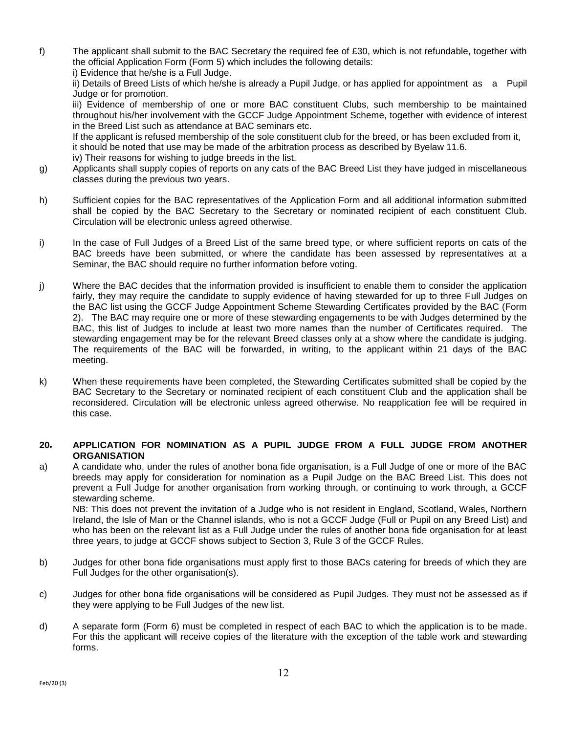f) The applicant shall submit to the BAC Secretary the required fee of £30, which is not refundable, together with the official Application Form (Form 5) which includes the following details:
i) Evidence that he/she is a Full Judge.
ii) Details of Breed Lists of which he/she is already a Pupil Judge, or has applied for appointment as a Pupil Judge or for promotion.
iii) Evidence of membership of one or more BAC constituent Clubs, such membership to be maintained throughout his/her involvement with the GCCF Judge Appointment Scheme, together with evidence of interest in the Breed List such as attendance at BAC seminars etc.
If the applicant is refused membership of the sole constituent club for the breed, or has been excluded from it, it should be noted that use may be made of the arbitration process as described by Byelaw 11.6.
iv) Their reasons for wishing to judge breeds in the list.

g) Applicants shall supply copies of reports on any cats of the BAC Breed List they have judged in miscellaneous classes during the previous two years.

h) Sufficient copies for the BAC representatives of the Application Form and all additional information submitted shall be copied by the BAC Secretary to the Secretary or nominated recipient of each constituent Club. Circulation will be electronic unless agreed otherwise.

i) In the case of Full Judges of a Breed List of the same breed type, or where sufficient reports on cats of the BAC breeds have been submitted, or where the candidate has been assessed by representatives at a Seminar, the BAC should require no further information before voting.

j) Where the BAC decides that the information provided is insufficient to enable them to consider the application fairly, they may require the candidate to supply evidence of having stewarded for up to three Full Judges on the BAC list using the GCCF Judge Appointment Scheme Stewarding Certificates provided by the BAC (Form 2). The BAC may require one or more of these stewarding engagements to be with Judges determined by the BAC, this list of Judges to include at least two more names than the number of Certificates required. The stewarding engagement may be for the relevant Breed classes only at a show where the candidate is judging. The requirements of the BAC will be forwarded, in writing, to the applicant within 21 days of the BAC meeting.

k) When these requirements have been completed, the Stewarding Certificates submitted shall be copied by the BAC Secretary to the Secretary or nominated recipient of each constituent Club and the application shall be reconsidered. Circulation will be electronic unless agreed otherwise. No reapplication fee will be required in this case.

## 20. APPLICATION FOR NOMINATION AS A PUPIL JUDGE FROM A FULL JUDGE FROM ANOTHER ORGANISATION

a) A candidate who, under the rules of another bona fide organisation, is a Full Judge of one or more of the BAC breeds may apply for consideration for nomination as a Pupil Judge on the BAC Breed List. This does not prevent a Full Judge for another organisation from working through, or continuing to work through, a GCCF stewarding scheme.
NB: This does not prevent the invitation of a Judge who is not resident in England, Scotland, Wales, Northern Ireland, the Isle of Man or the Channel islands, who is not a GCCF Judge (Full or Pupil on any Breed List) and who has been on the relevant list as a Full Judge under the rules of another bona fide organisation for at least three years, to judge at GCCF shows subject to Section 3, Rule 3 of the GCCF Rules.

b) Judges for other bona fide organisations must apply first to those BACs catering for breeds of which they are Full Judges for the other organisation(s).

c) Judges for other bona fide organisations will be considered as Pupil Judges. They must not be assessed as if they were applying to be Full Judges of the new list.

d) A separate form (Form 6) must be completed in respect of each BAC to which the application is to be made. For this the applicant will receive copies of the literature with the exception of the table work and stewarding forms.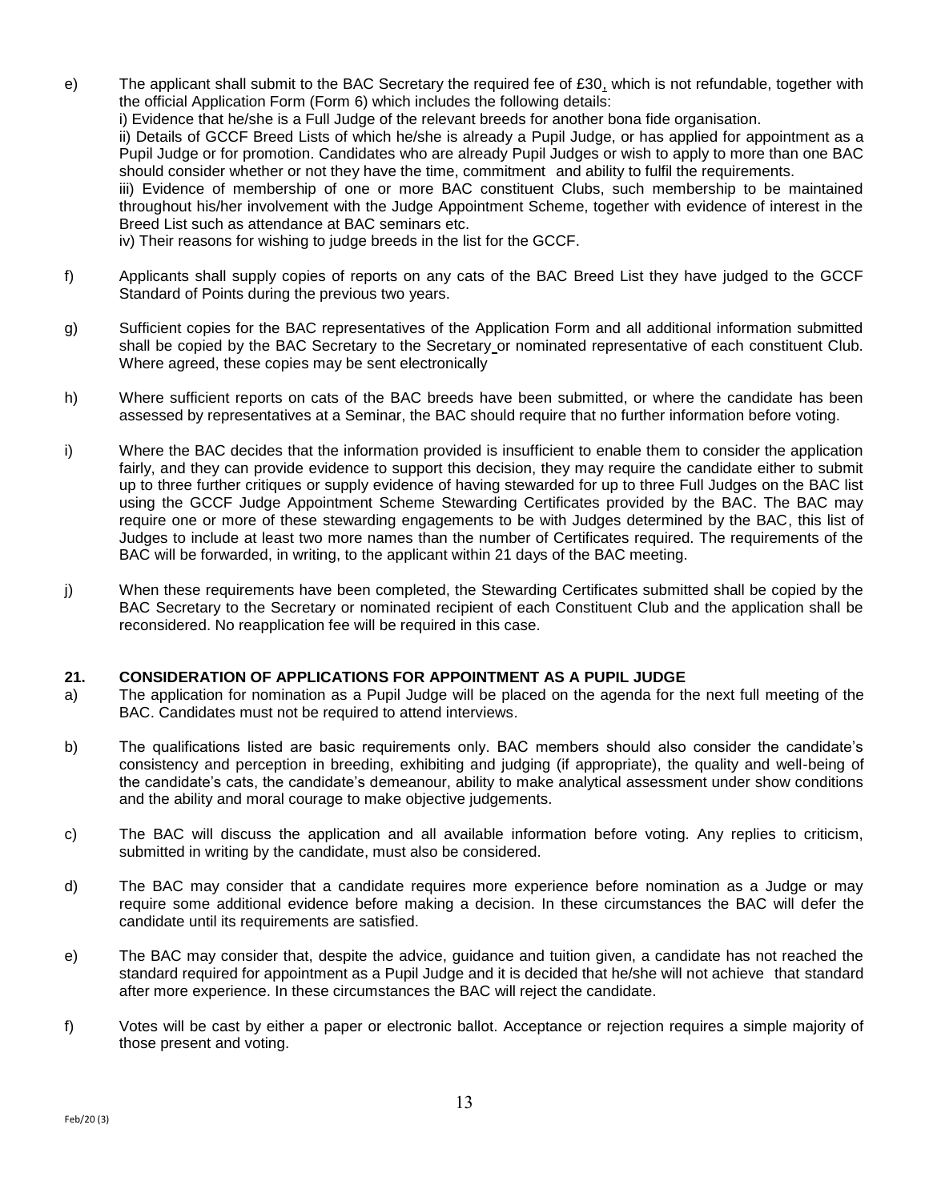e) The applicant shall submit to the BAC Secretary the required fee of £30, which is not refundable, together with the official Application Form (Form 6) which includes the following details:
i) Evidence that he/she is a Full Judge of the relevant breeds for another bona fide organisation.
ii) Details of GCCF Breed Lists of which he/she is already a Pupil Judge, or has applied for appointment as a Pupil Judge or for promotion. Candidates who are already Pupil Judges or wish to apply to more than one BAC should consider whether or not they have the time, commitment and ability to fulfil the requirements.
iii) Evidence of membership of one or more BAC constituent Clubs, such membership to be maintained throughout his/her involvement with the Judge Appointment Scheme, together with evidence of interest in the Breed List such as attendance at BAC seminars etc.
iv) Their reasons for wishing to judge breeds in the list for the GCCF.

f) Applicants shall supply copies of reports on any cats of the BAC Breed List they have judged to the GCCF Standard of Points during the previous two years.

g) Sufficient copies for the BAC representatives of the Application Form and all additional information submitted shall be copied by the BAC Secretary to the Secretary or nominated representative of each constituent Club. Where agreed, these copies may be sent electronically

h) Where sufficient reports on cats of the BAC breeds have been submitted, or where the candidate has been assessed by representatives at a Seminar, the BAC should require that no further information before voting.

i) Where the BAC decides that the information provided is insufficient to enable them to consider the application fairly, and they can provide evidence to support this decision, they may require the candidate either to submit up to three further critiques or supply evidence of having stewarded for up to three Full Judges on the BAC list using the GCCF Judge Appointment Scheme Stewarding Certificates provided by the BAC. The BAC may require one or more of these stewarding engagements to be with Judges determined by the BAC, this list of Judges to include at least two more names than the number of Certificates required. The requirements of the BAC will be forwarded, in writing, to the applicant within 21 days of the BAC meeting.

j) When these requirements have been completed, the Stewarding Certificates submitted shall be copied by the BAC Secretary to the Secretary or nominated recipient of each Constituent Club and the application shall be reconsidered. No reapplication fee will be required in this case.

## 21. CONSIDERATION OF APPLICATIONS FOR APPOINTMENT AS A PUPIL JUDGE

a) The application for nomination as a Pupil Judge will be placed on the agenda for the next full meeting of the BAC. Candidates must not be required to attend interviews.

b) The qualifications listed are basic requirements only. BAC members should also consider the candidate's consistency and perception in breeding, exhibiting and judging (if appropriate), the quality and well-being of the candidate's cats, the candidate's demeanour, ability to make analytical assessment under show conditions and the ability and moral courage to make objective judgements.

c) The BAC will discuss the application and all available information before voting. Any replies to criticism, submitted in writing by the candidate, must also be considered.

d) The BAC may consider that a candidate requires more experience before nomination as a Judge or may require some additional evidence before making a decision. In these circumstances the BAC will defer the candidate until its requirements are satisfied.

e) The BAC may consider that, despite the advice, guidance and tuition given, a candidate has not reached the standard required for appointment as a Pupil Judge and it is decided that he/she will not achieve that standard after more experience. In these circumstances the BAC will reject the candidate.

f) Votes will be cast by either a paper or electronic ballot. Acceptance or rejection requires a simple majority of those present and voting.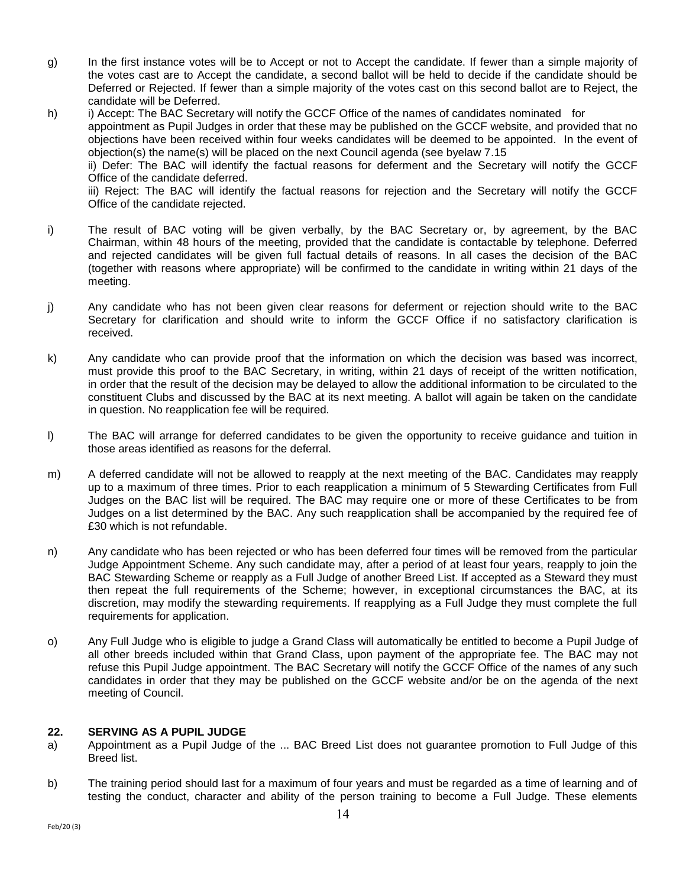g) In the first instance votes will be to Accept or not to Accept the candidate. If fewer than a simple majority of the votes cast are to Accept the candidate, a second ballot will be held to decide if the candidate should be Deferred or Rejected. If fewer than a simple majority of the votes cast on this second ballot are to Reject, the candidate will be Deferred.

h) i) Accept: The BAC Secretary will notify the GCCF Office of the names of candidates nominated for appointment as Pupil Judges in order that these may be published on the GCCF website, and provided that no objections have been received within four weeks candidates will be deemed to be appointed. In the event of objection(s) the name(s) will be placed on the next Council agenda (see byelaw 7.15
ii) Defer: The BAC will identify the factual reasons for deferment and the Secretary will notify the GCCF Office of the candidate deferred.
iii) Reject: The BAC will identify the factual reasons for rejection and the Secretary will notify the GCCF Office of the candidate rejected.

i) The result of BAC voting will be given verbally, by the BAC Secretary or, by agreement, by the BAC Chairman, within 48 hours of the meeting, provided that the candidate is contactable by telephone. Deferred and rejected candidates will be given full factual details of reasons. In all cases the decision of the BAC (together with reasons where appropriate) will be confirmed to the candidate in writing within 21 days of the meeting.

j) Any candidate who has not been given clear reasons for deferment or rejection should write to the BAC Secretary for clarification and should write to inform the GCCF Office if no satisfactory clarification is received.

k) Any candidate who can provide proof that the information on which the decision was based was incorrect, must provide this proof to the BAC Secretary, in writing, within 21 days of receipt of the written notification, in order that the result of the decision may be delayed to allow the additional information to be circulated to the constituent Clubs and discussed by the BAC at its next meeting. A ballot will again be taken on the candidate in question. No reapplication fee will be required.

l) The BAC will arrange for deferred candidates to be given the opportunity to receive guidance and tuition in those areas identified as reasons for the deferral.

m) A deferred candidate will not be allowed to reapply at the next meeting of the BAC. Candidates may reapply up to a maximum of three times. Prior to each reapplication a minimum of 5 Stewarding Certificates from Full Judges on the BAC list will be required. The BAC may require one or more of these Certificates to be from Judges on a list determined by the BAC. Any such reapplication shall be accompanied by the required fee of £30 which is not refundable.

n) Any candidate who has been rejected or who has been deferred four times will be removed from the particular Judge Appointment Scheme. Any such candidate may, after a period of at least four years, reapply to join the BAC Stewarding Scheme or reapply as a Full Judge of another Breed List. If accepted as a Steward they must then repeat the full requirements of the Scheme; however, in exceptional circumstances the BAC, at its discretion, may modify the stewarding requirements. If reapplying as a Full Judge they must complete the full requirements for application.

o) Any Full Judge who is eligible to judge a Grand Class will automatically be entitled to become a Pupil Judge of all other breeds included within that Grand Class, upon payment of the appropriate fee. The BAC may not refuse this Pupil Judge appointment. The BAC Secretary will notify the GCCF Office of the names of any such candidates in order that they may be published on the GCCF website and/or be on the agenda of the next meeting of Council.

## 22. SERVING AS A PUPIL JUDGE

a) Appointment as a Pupil Judge of the ... BAC Breed List does not guarantee promotion to Full Judge of this Breed list.

b) The training period should last for a maximum of four years and must be regarded as a time of learning and of testing the conduct, character and ability of the person training to become a Full Judge. These elements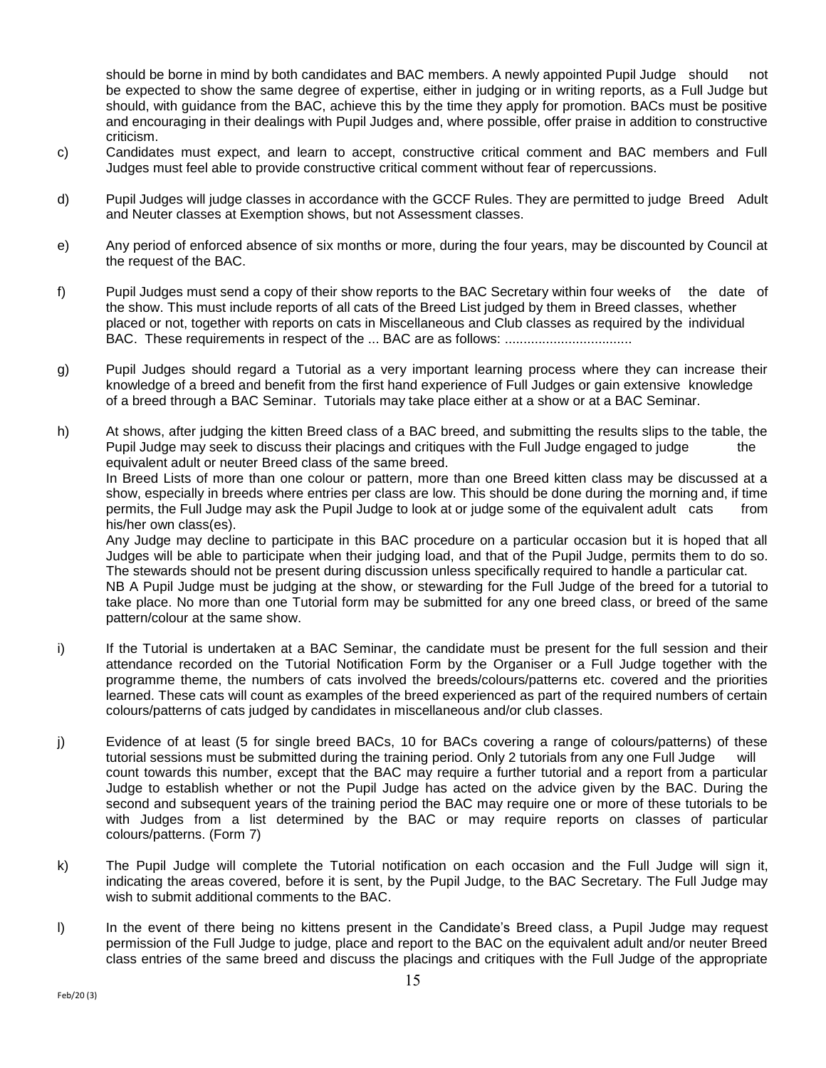should be borne in mind by both candidates and BAC members. A newly appointed Pupil Judge should not be expected to show the same degree of expertise, either in judging or in writing reports, as a Full Judge but should, with guidance from the BAC, achieve this by the time they apply for promotion. BACs must be positive and encouraging in their dealings with Pupil Judges and, where possible, offer praise in addition to constructive criticism.

c) Candidates must expect, and learn to accept, constructive critical comment and BAC members and Full Judges must feel able to provide constructive critical comment without fear of repercussions.

d) Pupil Judges will judge classes in accordance with the GCCF Rules. They are permitted to judge Breed Adult and Neuter classes at Exemption shows, but not Assessment classes.

e) Any period of enforced absence of six months or more, during the four years, may be discounted by Council at the request of the BAC.

f) Pupil Judges must send a copy of their show reports to the BAC Secretary within four weeks of the date of the show. This must include reports of all cats of the Breed List judged by them in Breed classes, whether placed or not, together with reports on cats in Miscellaneous and Club classes as required by the individual BAC. These requirements in respect of the ... BAC are as follows: ..................................

g) Pupil Judges should regard a Tutorial as a very important learning process where they can increase their knowledge of a breed and benefit from the first hand experience of Full Judges or gain extensive knowledge of a breed through a BAC Seminar. Tutorials may take place either at a show or at a BAC Seminar.

h) At shows, after judging the kitten Breed class of a BAC breed, and submitting the results slips to the table, the Pupil Judge may seek to discuss their placings and critiques with the Full Judge engaged to judge the equivalent adult or neuter Breed class of the same breed.
In Breed Lists of more than one colour or pattern, more than one Breed kitten class may be discussed at a show, especially in breeds where entries per class are low. This should be done during the morning and, if time permits, the Full Judge may ask the Pupil Judge to look at or judge some of the equivalent adult cats from his/her own class(es).
Any Judge may decline to participate in this BAC procedure on a particular occasion but it is hoped that all Judges will be able to participate when their judging load, and that of the Pupil Judge, permits them to do so. The stewards should not be present during discussion unless specifically required to handle a particular cat.
NB A Pupil Judge must be judging at the show, or stewarding for the Full Judge of the breed for a tutorial to take place. No more than one Tutorial form may be submitted for any one breed class, or breed of the same pattern/colour at the same show.

i) If the Tutorial is undertaken at a BAC Seminar, the candidate must be present for the full session and their attendance recorded on the Tutorial Notification Form by the Organiser or a Full Judge together with the programme theme, the numbers of cats involved the breeds/colours/patterns etc. covered and the priorities learned. These cats will count as examples of the breed experienced as part of the required numbers of certain colours/patterns of cats judged by candidates in miscellaneous and/or club classes.

j) Evidence of at least (5 for single breed BACs, 10 for BACs covering a range of colours/patterns) of these tutorial sessions must be submitted during the training period. Only 2 tutorials from any one Full Judge will count towards this number, except that the BAC may require a further tutorial and a report from a particular Judge to establish whether or not the Pupil Judge has acted on the advice given by the BAC. During the second and subsequent years of the training period the BAC may require one or more of these tutorials to be with Judges from a list determined by the BAC or may require reports on classes of particular colours/patterns. (Form 7)

k) The Pupil Judge will complete the Tutorial notification on each occasion and the Full Judge will sign it, indicating the areas covered, before it is sent, by the Pupil Judge, to the BAC Secretary. The Full Judge may wish to submit additional comments to the BAC.

l) In the event of there being no kittens present in the Candidate's Breed class, a Pupil Judge may request permission of the Full Judge to judge, place and report to the BAC on the equivalent adult and/or neuter Breed class entries of the same breed and discuss the placings and critiques with the Full Judge of the appropriate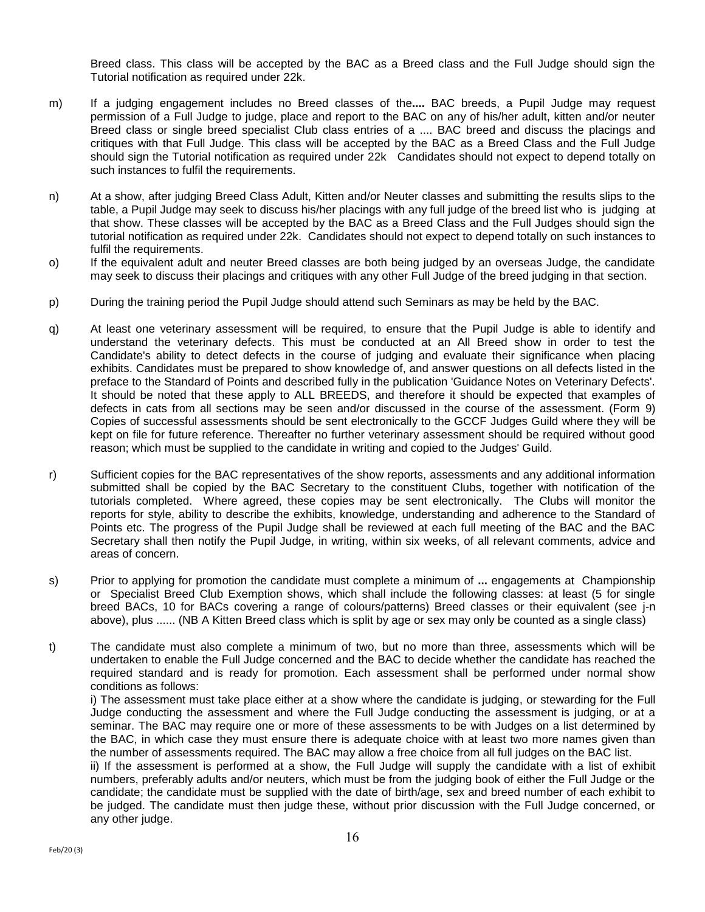Breed class. This class will be accepted by the BAC as a Breed class and the Full Judge should sign the Tutorial notification as required under 22k.

m) If a judging engagement includes no Breed classes of the.... BAC breeds, a Pupil Judge may request permission of a Full Judge to judge, place and report to the BAC on any of his/her adult, kitten and/or neuter Breed class or single breed specialist Club class entries of a .... BAC breed and discuss the placings and critiques with that Full Judge. This class will be accepted by the BAC as a Breed Class and the Full Judge should sign the Tutorial notification as required under 22k Candidates should not expect to depend totally on such instances to fulfil the requirements.

n) At a show, after judging Breed Class Adult, Kitten and/or Neuter classes and submitting the results slips to the table, a Pupil Judge may seek to discuss his/her placings with any full judge of the breed list who is judging at that show. These classes will be accepted by the BAC as a Breed Class and the Full Judges should sign the tutorial notification as required under 22k. Candidates should not expect to depend totally on such instances to fulfil the requirements.

o) If the equivalent adult and neuter Breed classes are both being judged by an overseas Judge, the candidate may seek to discuss their placings and critiques with any other Full Judge of the breed judging in that section.

p) During the training period the Pupil Judge should attend such Seminars as may be held by the BAC.

q) At least one veterinary assessment will be required, to ensure that the Pupil Judge is able to identify and understand the veterinary defects. This must be conducted at an All Breed show in order to test the Candidate's ability to detect defects in the course of judging and evaluate their significance when placing exhibits. Candidates must be prepared to show knowledge of, and answer questions on all defects listed in the preface to the Standard of Points and described fully in the publication 'Guidance Notes on Veterinary Defects'. It should be noted that these apply to ALL BREEDS, and therefore it should be expected that examples of defects in cats from all sections may be seen and/or discussed in the course of the assessment. (Form 9) Copies of successful assessments should be sent electronically to the GCCF Judges Guild where they will be kept on file for future reference. Thereafter no further veterinary assessment should be required without good reason; which must be supplied to the candidate in writing and copied to the Judges' Guild.

r) Sufficient copies for the BAC representatives of the show reports, assessments and any additional information submitted shall be copied by the BAC Secretary to the constituent Clubs, together with notification of the tutorials completed. Where agreed, these copies may be sent electronically. The Clubs will monitor the reports for style, ability to describe the exhibits, knowledge, understanding and adherence to the Standard of Points etc. The progress of the Pupil Judge shall be reviewed at each full meeting of the BAC and the BAC Secretary shall then notify the Pupil Judge, in writing, within six weeks, of all relevant comments, advice and areas of concern.

s) Prior to applying for promotion the candidate must complete a minimum of ... engagements at Championship or Specialist Breed Club Exemption shows, which shall include the following classes: at least (5 for single breed BACs, 10 for BACs covering a range of colours/patterns) Breed classes or their equivalent (see j-n above), plus ...... (NB A Kitten Breed class which is split by age or sex may only be counted as a single class)

t) The candidate must also complete a minimum of two, but no more than three, assessments which will be undertaken to enable the Full Judge concerned and the BAC to decide whether the candidate has reached the required standard and is ready for promotion. Each assessment shall be performed under normal show conditions as follows:

i) The assessment must take place either at a show where the candidate is judging, or stewarding for the Full Judge conducting the assessment and where the Full Judge conducting the assessment is judging, or at a seminar. The BAC may require one or more of these assessments to be with Judges on a list determined by the BAC, in which case they must ensure there is adequate choice with at least two more names given than the number of assessments required. The BAC may allow a free choice from all full judges on the BAC list.

ii) If the assessment is performed at a show, the Full Judge will supply the candidate with a list of exhibit numbers, preferably adults and/or neuters, which must be from the judging book of either the Full Judge or the candidate; the candidate must be supplied with the date of birth/age, sex and breed number of each exhibit to be judged. The candidate must then judge these, without prior discussion with the Full Judge concerned, or any other judge.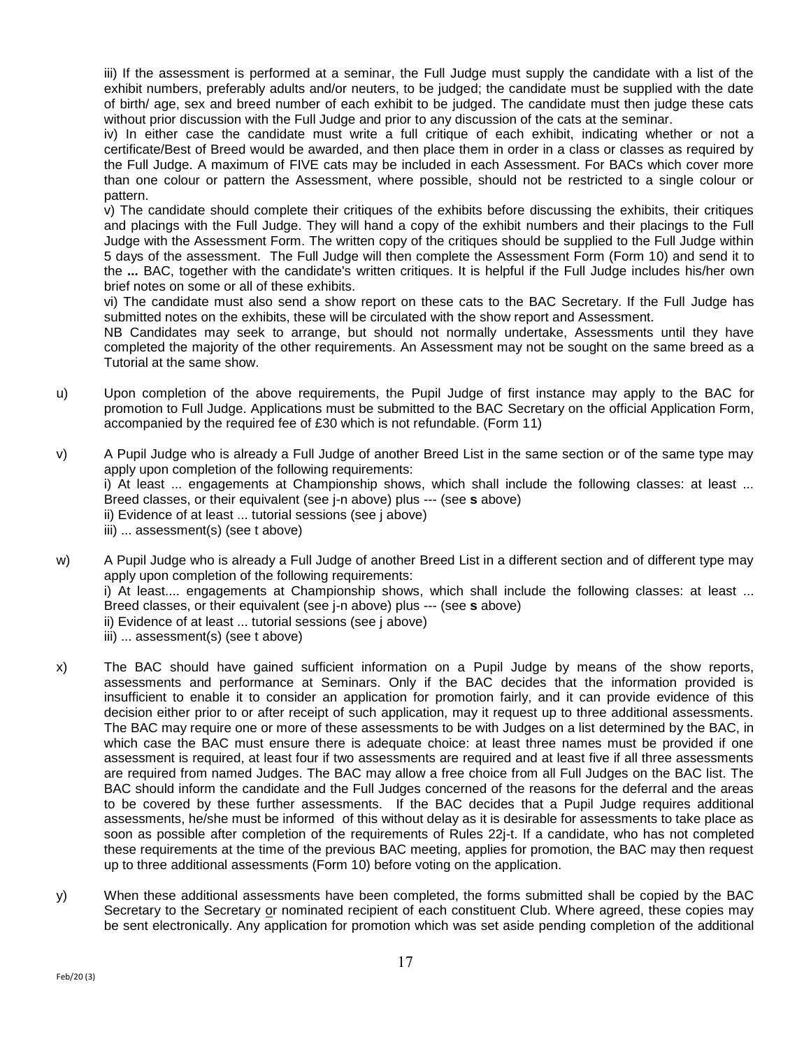iii) If the assessment is performed at a seminar, the Full Judge must supply the candidate with a list of the exhibit numbers, preferably adults and/or neuters, to be judged; the candidate must be supplied with the date of birth/ age, sex and breed number of each exhibit to be judged. The candidate must then judge these cats without prior discussion with the Full Judge and prior to any discussion of the cats at the seminar.

iv) In either case the candidate must write a full critique of each exhibit, indicating whether or not a certificate/Best of Breed would be awarded, and then place them in order in a class or classes as required by the Full Judge. A maximum of FIVE cats may be included in each Assessment. For BACs which cover more than one colour or pattern the Assessment, where possible, should not be restricted to a single colour or pattern.

v) The candidate should complete their critiques of the exhibits before discussing the exhibits, their critiques and placings with the Full Judge. They will hand a copy of the exhibit numbers and their placings to the Full Judge with the Assessment Form. The written copy of the critiques should be supplied to the Full Judge within 5 days of the assessment. The Full Judge will then complete the Assessment Form (Form 10) and send it to the **...** BAC, together with the candidate's written critiques. It is helpful if the Full Judge includes his/her own brief notes on some or all of these exhibits.

vi) The candidate must also send a show report on these cats to the BAC Secretary. If the Full Judge has submitted notes on the exhibits, these will be circulated with the show report and Assessment.

NB Candidates may seek to arrange, but should not normally undertake, Assessments until they have completed the majority of the other requirements. An Assessment may not be sought on the same breed as a Tutorial at the same show.

u) Upon completion of the above requirements, the Pupil Judge of first instance may apply to the BAC for promotion to Full Judge. Applications must be submitted to the BAC Secretary on the official Application Form, accompanied by the required fee of £30 which is not refundable. (Form 11)

v) A Pupil Judge who is already a Full Judge of another Breed List in the same section or of the same type may apply upon completion of the following requirements:
i) At least ... engagements at Championship shows, which shall include the following classes: at least ... Breed classes, or their equivalent (see j-n above) plus --- (see **s** above)
ii) Evidence of at least ... tutorial sessions (see j above)
iii) ... assessment(s) (see t above)

w) A Pupil Judge who is already a Full Judge of another Breed List in a different section and of different type may apply upon completion of the following requirements:
i) At least.... engagements at Championship shows, which shall include the following classes: at least ... Breed classes, or their equivalent (see j-n above) plus --- (see **s** above)
ii) Evidence of at least ... tutorial sessions (see j above)
iii) ... assessment(s) (see t above)

x) The BAC should have gained sufficient information on a Pupil Judge by means of the show reports, assessments and performance at Seminars. Only if the BAC decides that the information provided is insufficient to enable it to consider an application for promotion fairly, and it can provide evidence of this decision either prior to or after receipt of such application, may it request up to three additional assessments. The BAC may require one or more of these assessments to be with Judges on a list determined by the BAC, in which case the BAC must ensure there is adequate choice: at least three names must be provided if one assessment is required, at least four if two assessments are required and at least five if all three assessments are required from named Judges. The BAC may allow a free choice from all Full Judges on the BAC list. The BAC should inform the candidate and the Full Judges concerned of the reasons for the deferral and the areas to be covered by these further assessments. If the BAC decides that a Pupil Judge requires additional assessments, he/she must be informed of this without delay as it is desirable for assessments to take place as soon as possible after completion of the requirements of Rules 22j-t. If a candidate, who has not completed these requirements at the time of the previous BAC meeting, applies for promotion, the BAC may then request up to three additional assessments (Form 10) before voting on the application.

y) When these additional assessments have been completed, the forms submitted shall be copied by the BAC Secretary to the Secretary or nominated recipient of each constituent Club. Where agreed, these copies may be sent electronically. Any application for promotion which was set aside pending completion of the additional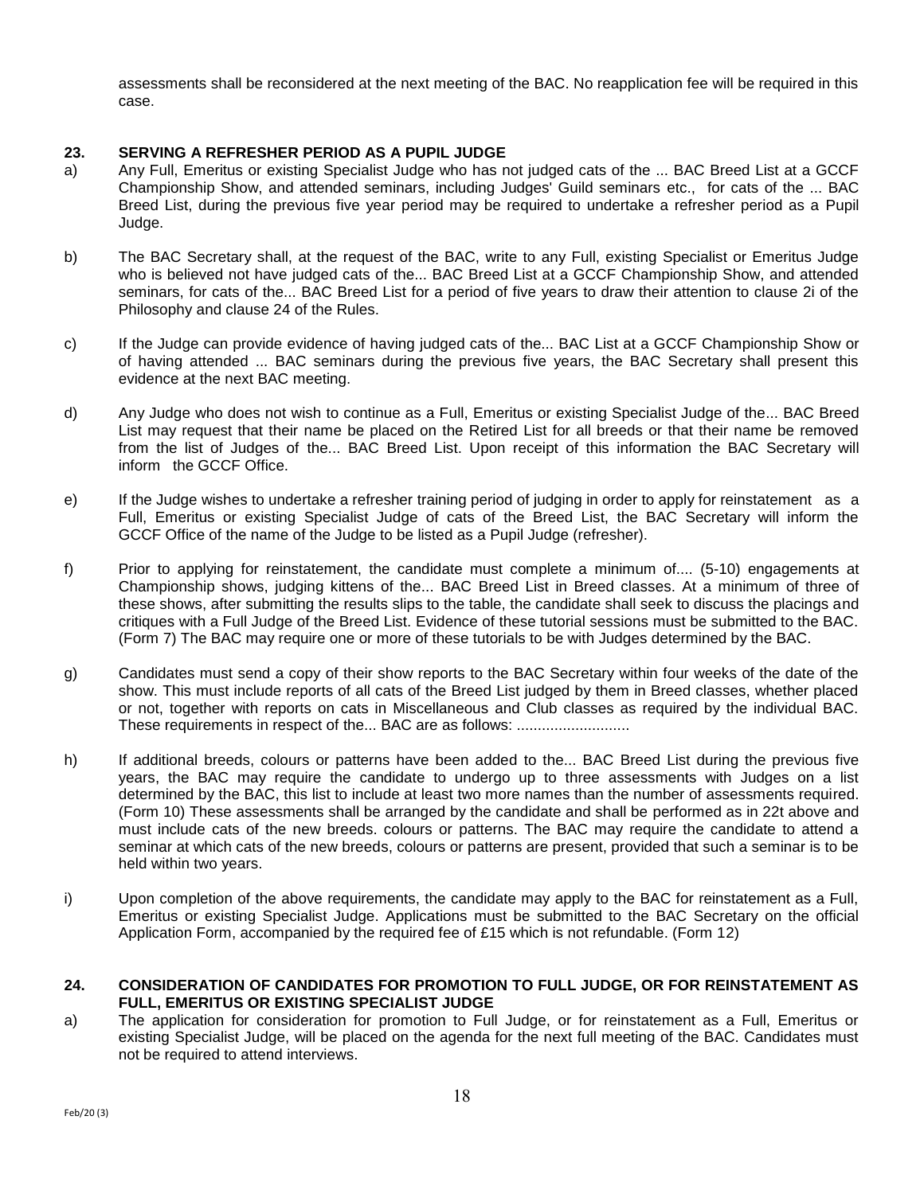assessments shall be reconsidered at the next meeting of the BAC. No reapplication fee will be required in this case.

### 23. SERVING A REFRESHER PERIOD AS A PUPIL JUDGE

a) Any Full, Emeritus or existing Specialist Judge who has not judged cats of the ... BAC Breed List at a GCCF Championship Show, and attended seminars, including Judges' Guild seminars etc., for cats of the ... BAC Breed List, during the previous five year period may be required to undertake a refresher period as a Pupil Judge.

b) The BAC Secretary shall, at the request of the BAC, write to any Full, existing Specialist or Emeritus Judge who is believed not have judged cats of the... BAC Breed List at a GCCF Championship Show, and attended seminars, for cats of the... BAC Breed List for a period of five years to draw their attention to clause 2i of the Philosophy and clause 24 of the Rules.

c) If the Judge can provide evidence of having judged cats of the... BAC List at a GCCF Championship Show or of having attended ... BAC seminars during the previous five years, the BAC Secretary shall present this evidence at the next BAC meeting.

d) Any Judge who does not wish to continue as a Full, Emeritus or existing Specialist Judge of the... BAC Breed List may request that their name be placed on the Retired List for all breeds or that their name be removed from the list of Judges of the... BAC Breed List. Upon receipt of this information the BAC Secretary will inform the GCCF Office.

e) If the Judge wishes to undertake a refresher training period of judging in order to apply for reinstatement as a Full, Emeritus or existing Specialist Judge of cats of the Breed List, the BAC Secretary will inform the GCCF Office of the name of the Judge to be listed as a Pupil Judge (refresher).

f) Prior to applying for reinstatement, the candidate must complete a minimum of.... (5-10) engagements at Championship shows, judging kittens of the... BAC Breed List in Breed classes. At a minimum of three of these shows, after submitting the results slips to the table, the candidate shall seek to discuss the placings and critiques with a Full Judge of the Breed List. Evidence of these tutorial sessions must be submitted to the BAC. (Form 7) The BAC may require one or more of these tutorials to be with Judges determined by the BAC.

g) Candidates must send a copy of their show reports to the BAC Secretary within four weeks of the date of the show. This must include reports of all cats of the Breed List judged by them in Breed classes, whether placed or not, together with reports on cats in Miscellaneous and Club classes as required by the individual BAC. These requirements in respect of the... BAC are as follows: ..........................

h) If additional breeds, colours or patterns have been added to the... BAC Breed List during the previous five years, the BAC may require the candidate to undergo up to three assessments with Judges on a list determined by the BAC, this list to include at least two more names than the number of assessments required. (Form 10) These assessments shall be arranged by the candidate and shall be performed as in 22t above and must include cats of the new breeds. colours or patterns. The BAC may require the candidate to attend a seminar at which cats of the new breeds, colours or patterns are present, provided that such a seminar is to be held within two years.

i) Upon completion of the above requirements, the candidate may apply to the BAC for reinstatement as a Full, Emeritus or existing Specialist Judge. Applications must be submitted to the BAC Secretary on the official Application Form, accompanied by the required fee of £15 which is not refundable. (Form 12)

### 24. CONSIDERATION OF CANDIDATES FOR PROMOTION TO FULL JUDGE, OR FOR REINSTATEMENT AS FULL, EMERITUS OR EXISTING SPECIALIST JUDGE

a) The application for consideration for promotion to Full Judge, or for reinstatement as a Full, Emeritus or existing Specialist Judge, will be placed on the agenda for the next full meeting of the BAC. Candidates must not be required to attend interviews.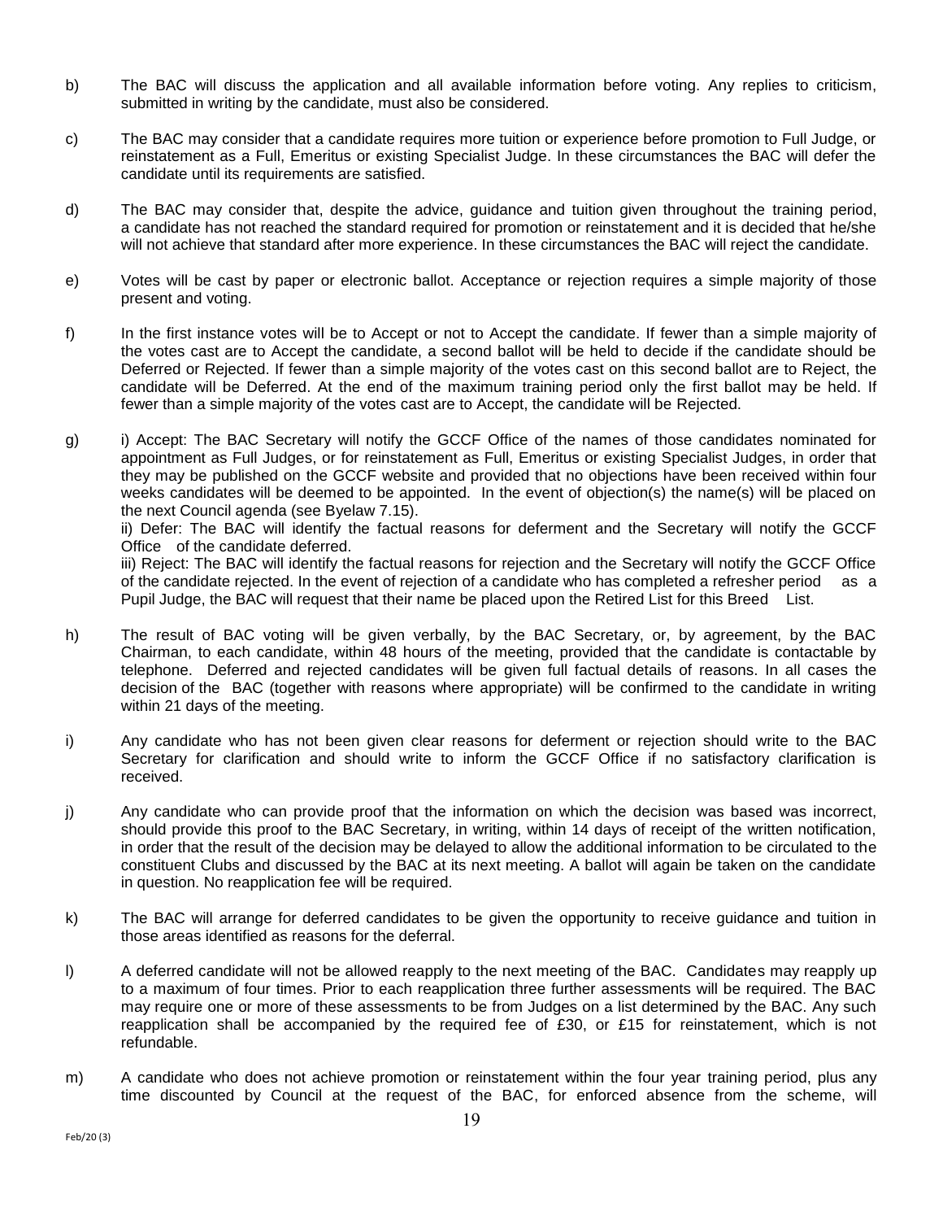b) The BAC will discuss the application and all available information before voting. Any replies to criticism, submitted in writing by the candidate, must also be considered.

c) The BAC may consider that a candidate requires more tuition or experience before promotion to Full Judge, or reinstatement as a Full, Emeritus or existing Specialist Judge. In these circumstances the BAC will defer the candidate until its requirements are satisfied.

d) The BAC may consider that, despite the advice, guidance and tuition given throughout the training period, a candidate has not reached the standard required for promotion or reinstatement and it is decided that he/she will not achieve that standard after more experience. In these circumstances the BAC will reject the candidate.

e) Votes will be cast by paper or electronic ballot. Acceptance or rejection requires a simple majority of those present and voting.

f) In the first instance votes will be to Accept or not to Accept the candidate. If fewer than a simple majority of the votes cast are to Accept the candidate, a second ballot will be held to decide if the candidate should be Deferred or Rejected. If fewer than a simple majority of the votes cast on this second ballot are to Reject, the candidate will be Deferred. At the end of the maximum training period only the first ballot may be held. If fewer than a simple majority of the votes cast are to Accept, the candidate will be Rejected.

g) i) Accept: The BAC Secretary will notify the GCCF Office of the names of those candidates nominated for appointment as Full Judges, or for reinstatement as Full, Emeritus or existing Specialist Judges, in order that they may be published on the GCCF website and provided that no objections have been received within four weeks candidates will be deemed to be appointed. In the event of objection(s) the name(s) will be placed on the next Council agenda (see Byelaw 7.15).
ii) Defer: The BAC will identify the factual reasons for deferment and the Secretary will notify the GCCF Office of the candidate deferred.
iii) Reject: The BAC will identify the factual reasons for rejection and the Secretary will notify the GCCF Office of the candidate rejected. In the event of rejection of a candidate who has completed a refresher period as a Pupil Judge, the BAC will request that their name be placed upon the Retired List for this Breed List.

h) The result of BAC voting will be given verbally, by the BAC Secretary, or, by agreement, by the BAC Chairman, to each candidate, within 48 hours of the meeting, provided that the candidate is contactable by telephone. Deferred and rejected candidates will be given full factual details of reasons. In all cases the decision of the BAC (together with reasons where appropriate) will be confirmed to the candidate in writing within 21 days of the meeting.

i) Any candidate who has not been given clear reasons for deferment or rejection should write to the BAC Secretary for clarification and should write to inform the GCCF Office if no satisfactory clarification is received.

j) Any candidate who can provide proof that the information on which the decision was based was incorrect, should provide this proof to the BAC Secretary, in writing, within 14 days of receipt of the written notification, in order that the result of the decision may be delayed to allow the additional information to be circulated to the constituent Clubs and discussed by the BAC at its next meeting. A ballot will again be taken on the candidate in question. No reapplication fee will be required.

k) The BAC will arrange for deferred candidates to be given the opportunity to receive guidance and tuition in those areas identified as reasons for the deferral.

l) A deferred candidate will not be allowed reapply to the next meeting of the BAC. Candidates may reapply up to a maximum of four times. Prior to each reapplication three further assessments will be required. The BAC may require one or more of these assessments to be from Judges on a list determined by the BAC. Any such reapplication shall be accompanied by the required fee of £30, or £15 for reinstatement, which is not refundable.

m) A candidate who does not achieve promotion or reinstatement within the four year training period, plus any time discounted by Council at the request of the BAC, for enforced absence from the scheme, will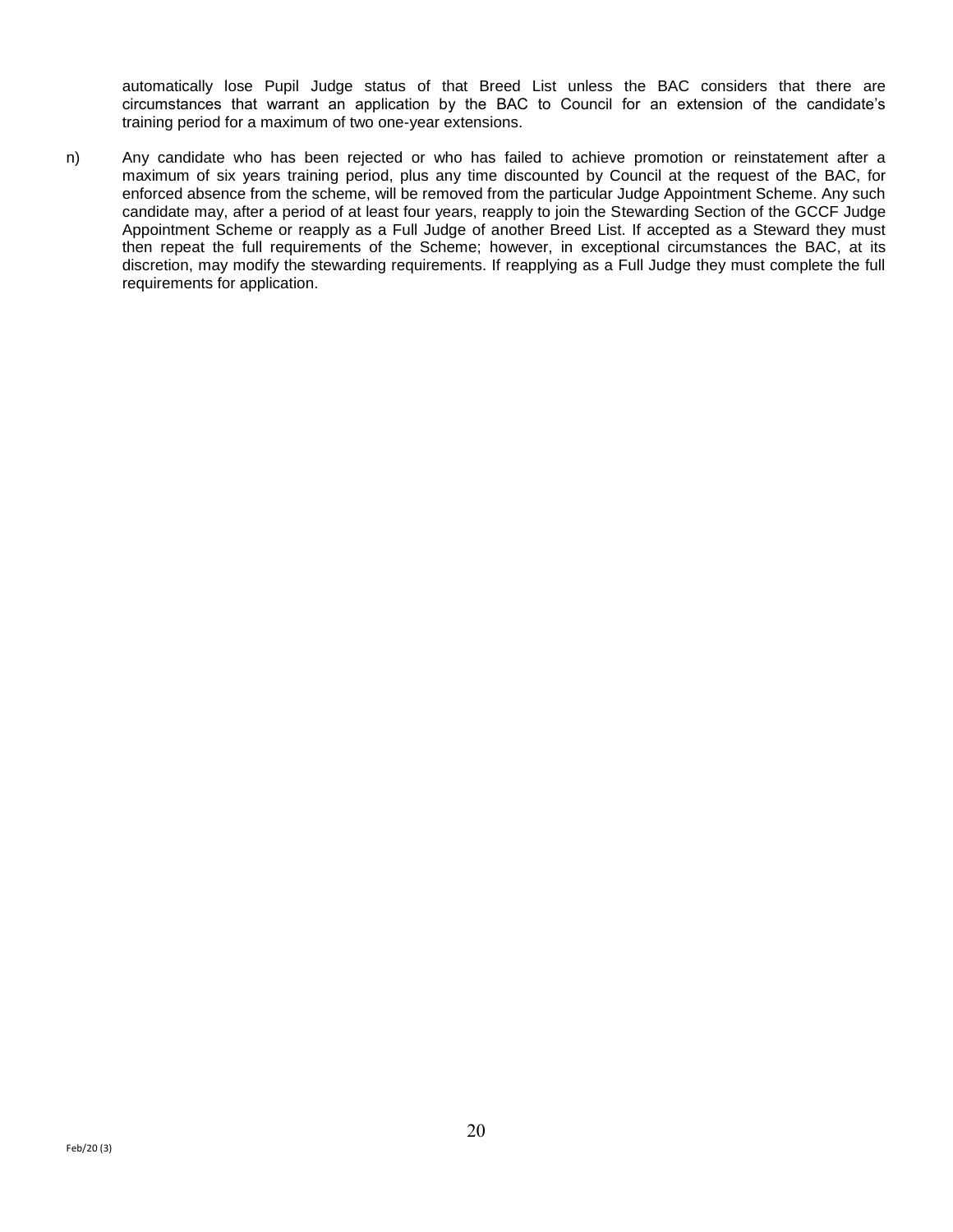automatically lose Pupil Judge status of that Breed List unless the BAC considers that there are circumstances that warrant an application by the BAC to Council for an extension of the candidate's training period for a maximum of two one-year extensions.

n) Any candidate who has been rejected or who has failed to achieve promotion or reinstatement after a maximum of six years training period, plus any time discounted by Council at the request of the BAC, for enforced absence from the scheme, will be removed from the particular Judge Appointment Scheme. Any such candidate may, after a period of at least four years, reapply to join the Stewarding Section of the GCCF Judge Appointment Scheme or reapply as a Full Judge of another Breed List. If accepted as a Steward they must then repeat the full requirements of the Scheme; however, in exceptional circumstances the BAC, at its discretion, may modify the stewarding requirements. If reapplying as a Full Judge they must complete the full requirements for application.